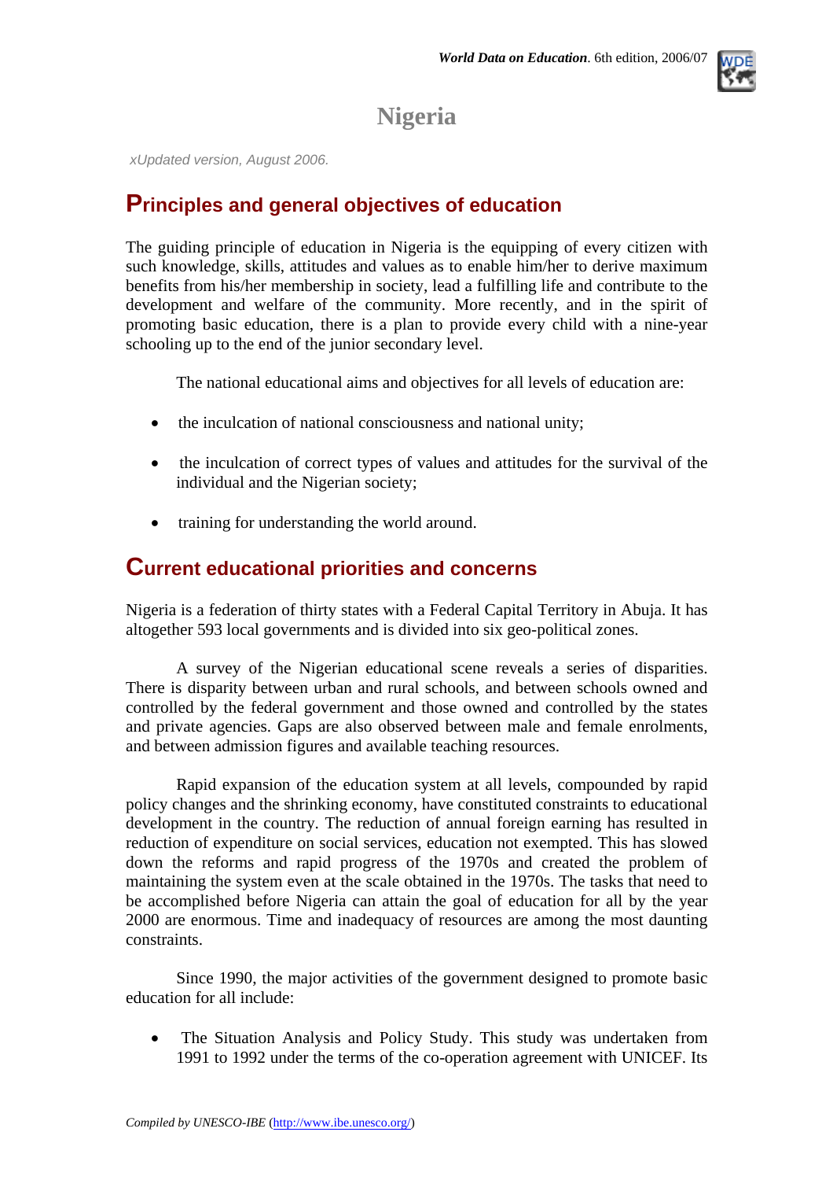# Nigeria

*xUpdated version, August 2006.*

## Principles and general objectives of education

The guiding principle of education in Nigeria is the equipping of every citizen with such knowledge, skills, attitudes and values as to enable him/her to derive maximum benefits from his/her membership in society, lead a fulfilling life and contribute to the development and welfare of the community. More recently, and in the spirit of promoting basic education, there is a plan to provide every child with a nine-year schooling up to the end of the junior secondary level.

The national educational aims and objectives for all levels of education are:

- the inculcation of national consciousness and national unity;
- the inculcation of correct types of values and attitudes for the survival of the individual and the Nigerian society;
- training for understanding the world around.

## Current educational priorities and concerns

Nigeria is a federation of thirty states with a Federal Capital Territory in Abuja. It has altogether 593 local governments and is divided into six geo-political zones.

A survey of the Nigerian educational scene reveals a series of disparities. There is disparity between urban and rural schools, and between schools owned and controlled by the federal government and those owned and controlled by the states and private agencies. Gaps are also observed between male and female enrolments, and between admission figures and available teaching resources.

Rapid expansion of the education system at all levels, compounded by rapid policy changes and the shrinking economy, have constituted constraints to educational development in the country. The reduction of annual foreign earning has resulted in reduction of expenditure on social services, education not exempted. This has slowed down the reforms and rapid progress of the 1970s and created the problem of maintaining the system even at the scale obtained in the 1970s. The tasks that need to be accomplished before Nigeria can attain the goal of education for all by the year 2000 are enormous. Time and inadequacy of resources are among the most daunting constraints.

Since 1990, the major activities of the government designed to promote basic education for all include:

- The Situation Analysis and Policy Study. This study was undertaken from 1991 to 1992 under the terms of the co-operation agreement with UNICEF. Its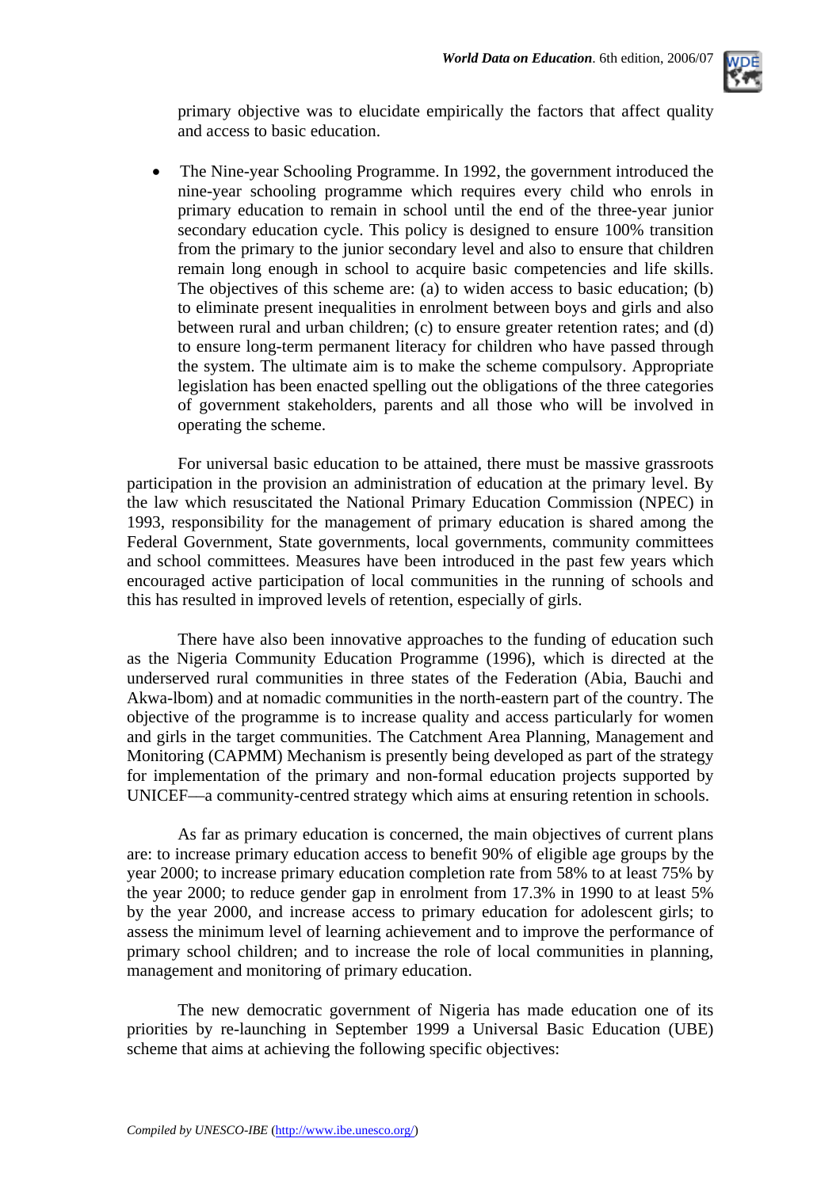primary objective was to elucidate empirically the factors that affect quality and access to basic education.

- The Nine-year Schooling Programme. In 1992, the government introduced the nine-year schooling programme which requires every child who enrols in primary education to remain in school until the end of the three-year junior secondary education cycle. This policy is designed to ensure 100% transition from the primary to the junior secondary level and also to ensure that children remain long enough in school to acquire basic competencies and life skills. The objectives of this scheme are: (a) to widen access to basic education; (b) to eliminate present inequalities in enrolment between boys and girls and also between rural and urban children; (c) to ensure greater retention rates; and (d) to ensure long-term permanent literacy for children who have passed through the system. The ultimate aim is to make the scheme compulsory. Appropriate legislation has been enacted spelling out the obligations of the three categories of government stakeholders, parents and all those who will be involved in operating the scheme.

For universal basic education to be attained, there must be massive grassroots participation in the provision an administration of education at the primary level. By the law which resuscitated the National Primary Education Commission (NPEC) in 1993, responsibility for the management of primary education is shared among the Federal Government, State governments, local governments, community committees and school committees. Measures have been introduced in the past few years which encouraged active participation of local communities in the running of schools and this has resulted in improved levels of retention, especially of girls.

There have also been innovative approaches to the funding of education such as the Nigeria Community Education Programme (1996), which is directed at the underserved rural communities in three states of the Federation (Abia, Bauchi and Akwa-lbom) and at nomadic communities in the north-eastern part of the country. The objective of the programme is to increase quality and access particularly for women and girls in the target communities. The Catchment Area Planning, Management and Monitoring (CAPMM) Mechanism is presently being developed as part of the strategy for implementation of the primary and non-formal education projects supported by UNICEF—a community-centred strategy which aims at ensuring retention in schools.

As far as primary education is concerned, the main objectives of current plans are: to increase primary education access to benefit 90% of eligible age groups by the year 2000; to increase primary education completion rate from 58% to at least 75% by the year 2000; to reduce gender gap in enrolment from 17.3% in 1990 to at least 5% by the year 2000, and increase access to primary education for adolescent girls; to assess the minimum level of learning achievement and to improve the performance of primary school children; and to increase the role of local communities in planning, management and monitoring of primary education.

The new democratic government of Nigeria has made education one of its priorities by re-launching in September 1999 a Universal Basic Education (UBE) scheme that aims at achieving the following specific objectives: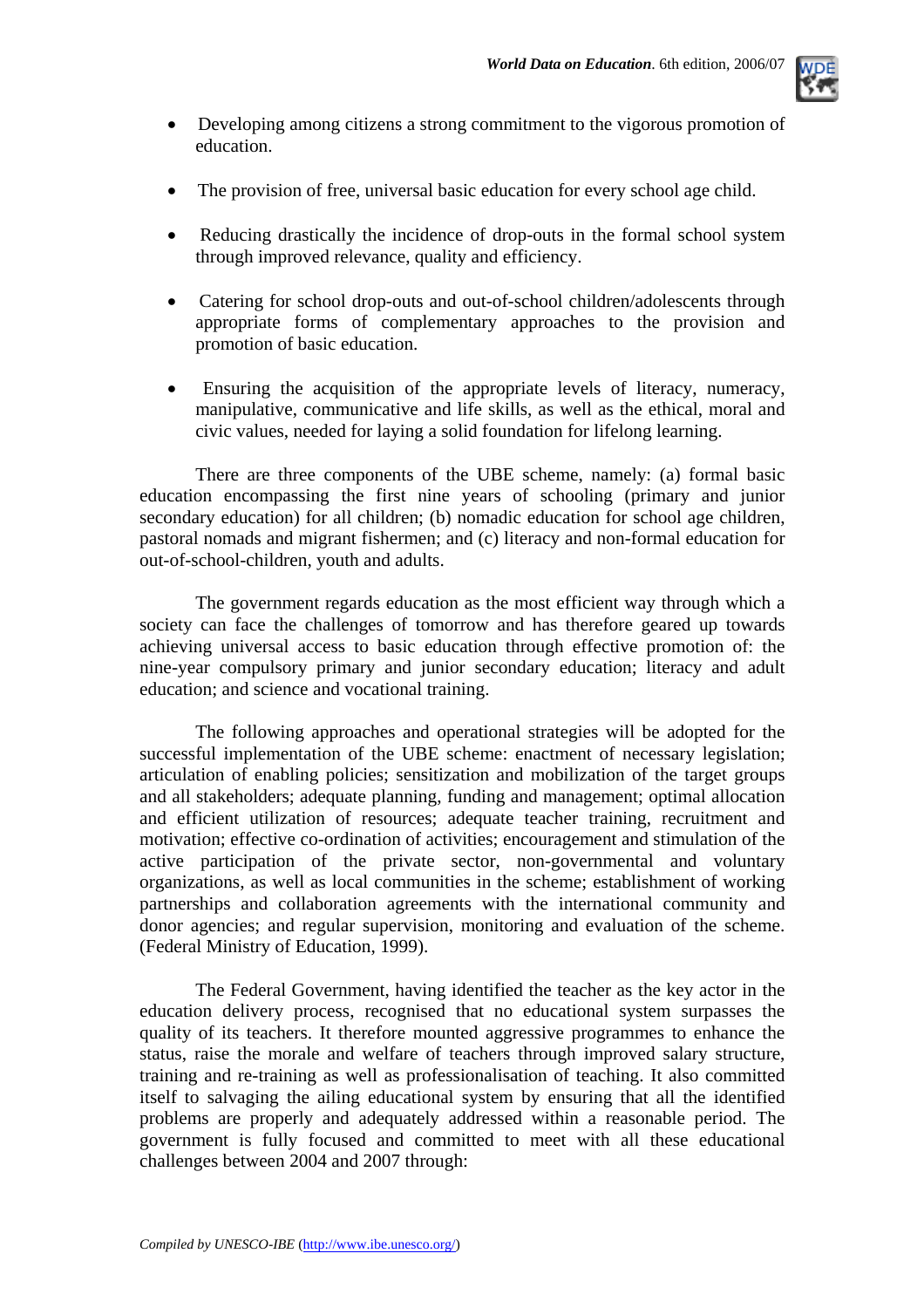- Developing among citizens a strong commitment to the vigorous promotion of education.
- The provision of free, universal basic education for every school age child.
- Reducing drastically the incidence of drop-outs in the formal school system through improved relevance, quality and efficiency.
- Catering for school drop-outs and out-of-school children/adolescents through appropriate forms of complementary approaches to the provision and promotion of basic education.
- Ensuring the acquisition of the appropriate levels of literacy, numeracy, manipulative, communicative and life skills, as well as the ethical, moral and civic values, needed for laying a solid foundation for lifelong learning.

There are three components of the UBE scheme, namely: (a) formal basic education encompassing the first nine years of schooling (primary and junior secondary education) for all children; (b) nomadic education for school age children, pastoral nomads and migrant fishermen; and (c) literacy and non-formal education for out-of-school-children, youth and adults.

The government regards education as the most efficient way through which a society can face the challenges of tomorrow and has therefore geared up towards achieving universal access to basic education through effective promotion of: the nine-year compulsory primary and junior secondary education; literacy and adult education; and science and vocational training.

The following approaches and operational strategies will be adopted for the successful implementation of the UBE scheme: enactment of necessary legislation; articulation of enabling policies; sensitization and mobilization of the target groups and all stakeholders; adequate planning, funding and management; optimal allocation and efficient utilization of resources; adequate teacher training, recruitment and motivation; effective co-ordination of activities; encouragement and stimulation of the active participation of the private sector, non-governmental and voluntary organizations, as well as local communities in the scheme; establishment of working partnerships and collaboration agreements with the international community and donor agencies; and regular supervision, monitoring and evaluation of the scheme. (Federal Ministry of Education, 1999).

The Federal Government, having identified the teacher as the key actor in the education delivery process, recognised that no educational system surpasses the quality of its teachers. It therefore mounted aggressive programmes to enhance the status, raise the morale and welfare of teachers through improved salary structure, training and re-training as well as professionalisation of teaching. It also committed itself to salvaging the ailing educational system by ensuring that all the identified problems are properly and adequately addressed within a reasonable period. The government is fully focused and committed to meet with all these educational challenges between 2004 and 2007 through: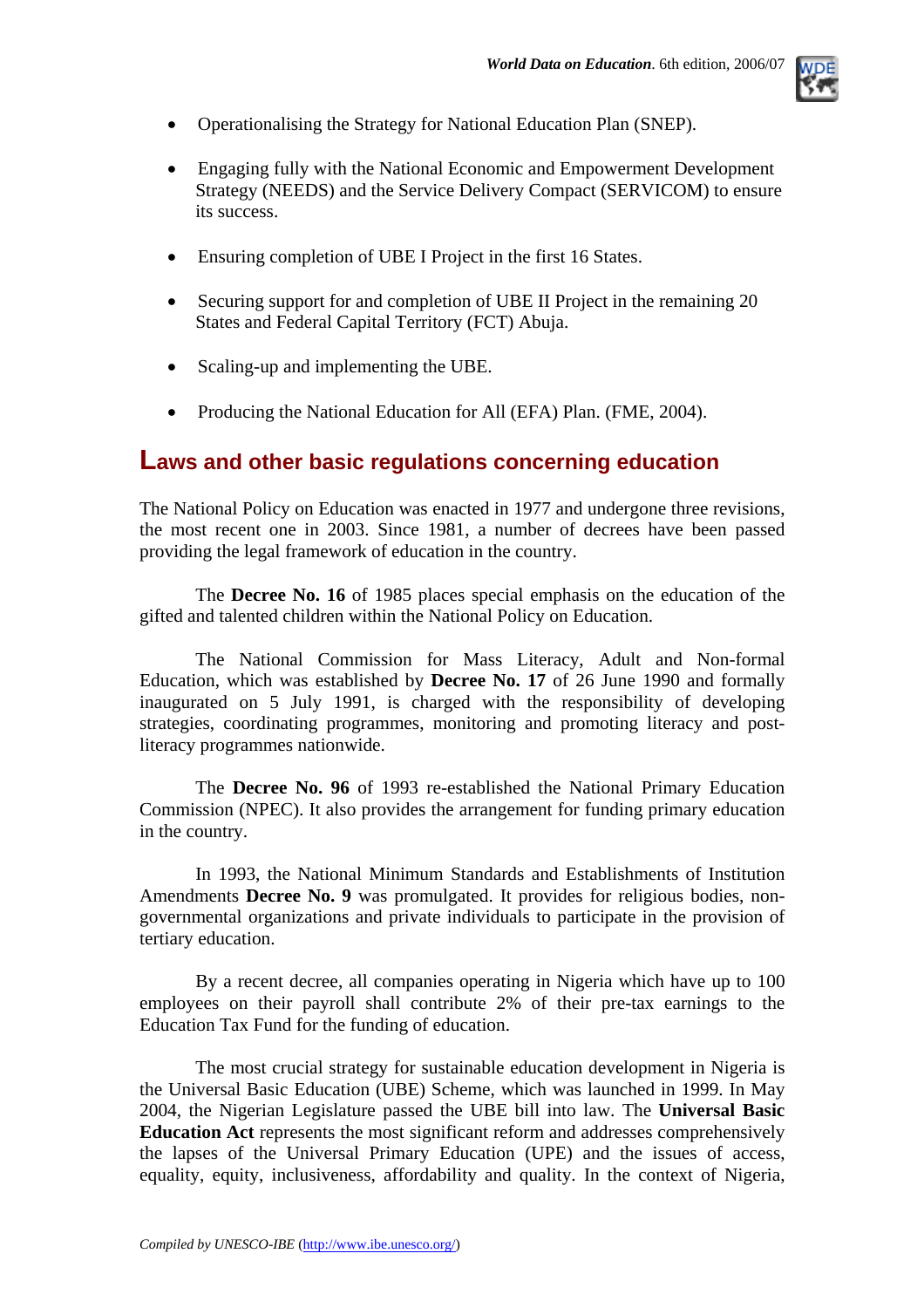- Operationalising the Strategy for National Education Plan (SNEP).
- Engaging fully with the National Economic and Empowerment Development Strategy (NEEDS) and the Service Delivery Compact (SERVICOM) to ensure its success.
- Ensuring completion of UBE I Project in the first 16 States.
- Securing support for and completion of UBE II Project in the remaining 20 States and Federal Capital Territory (FCT) Abuja.
- Scaling-up and implementing the UBE.
- Producing the National Education for All (EFA) Plan. (FME, 2004).

## Laws and other basic regulations concerning education

The National Policy on Education was enacted in 1977 and undergone three revisions, the most recent one in 2003. Since 1981, a number of decrees have been passed providing the legal framework of education in the country.

The **Decree No. 16** of 1985 places special emphasis on the education of the gifted and talented children within the National Policy on Education.

The National Commission for Mass Literacy, Adult and Non-formal Education, which was established by **Decree No. 17** of 26 June 1990 and formally inaugurated on 5 July 1991, is charged with the responsibility of developing strategies, coordinating programmes, monitoring and promoting literacy and post-literacy programmes nationwide.

The **Decree No. 96** of 1993 re-established the National Primary Education Commission (NPEC). It also provides the arrangement for funding primary education in the country.

In 1993, the National Minimum Standards and Establishments of Institution Amendments **Decree No. 9** was promulgated. It provides for religious bodies, non-governmental organizations and private individuals to participate in the provision of tertiary education.

By a recent decree, all companies operating in Nigeria which have up to 100 employees on their payroll shall contribute 2% of their pre-tax earnings to the Education Tax Fund for the funding of education.

The most crucial strategy for sustainable education development in Nigeria is the Universal Basic Education (UBE) Scheme, which was launched in 1999. In May 2004, the Nigerian Legislature passed the UBE bill into law. The **Universal Basic Education Act** represents the most significant reform and addresses comprehensively the lapses of the Universal Primary Education (UPE) and the issues of access, equality, equity, inclusiveness, affordability and quality. In the context of Nigeria,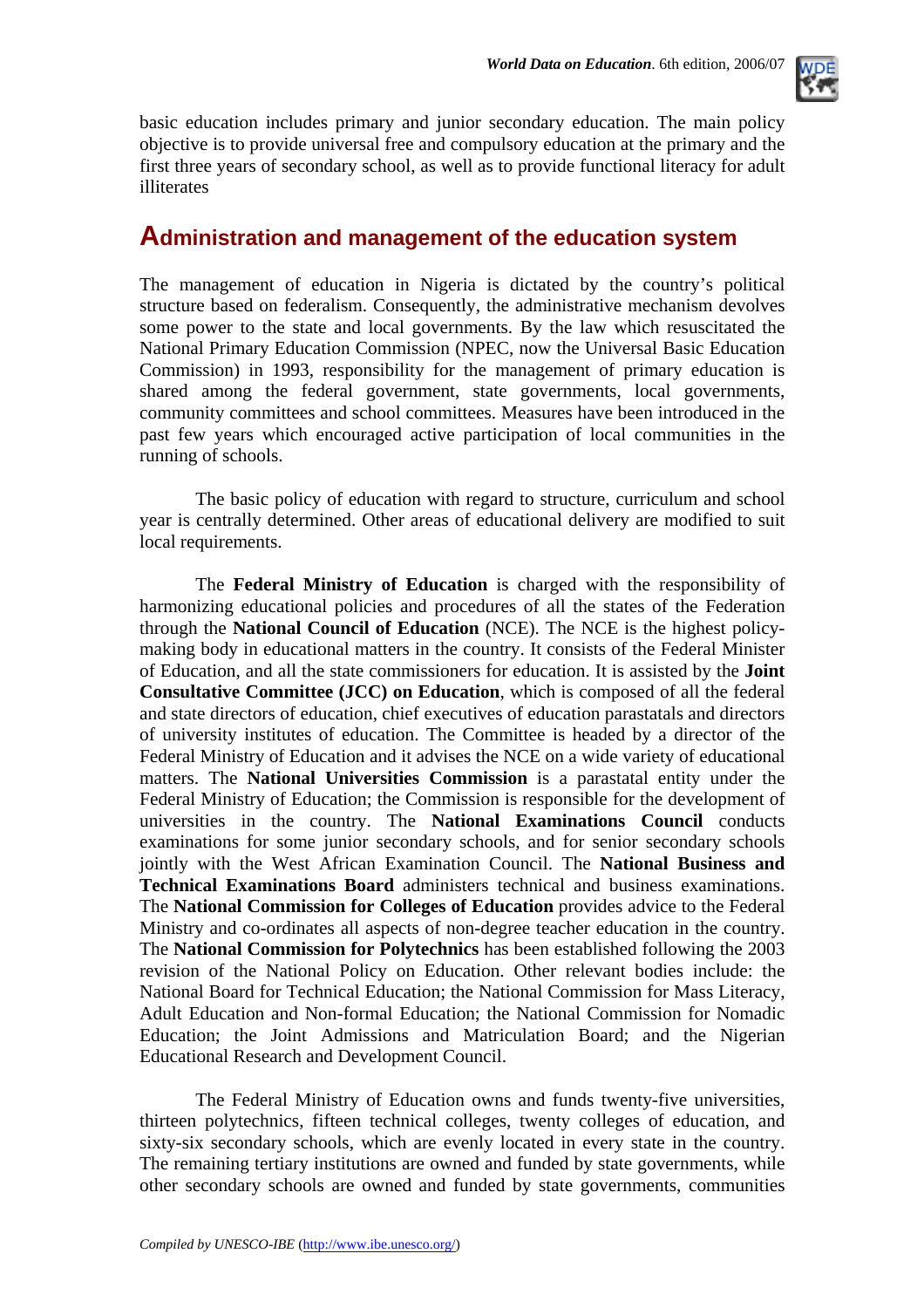basic education includes primary and junior secondary education. The main policy objective is to provide universal free and compulsory education at the primary and the first three years of secondary school, as well as to provide functional literacy for adult illiterates

## Administration and management of the education system

The management of education in Nigeria is dictated by the country's political structure based on federalism. Consequently, the administrative mechanism devolves some power to the state and local governments. By the law which resuscitated the National Primary Education Commission (NPEC, now the Universal Basic Education Commission) in 1993, responsibility for the management of primary education is shared among the federal government, state governments, local governments, community committees and school committees. Measures have been introduced in the past few years which encouraged active participation of local communities in the running of schools.

The basic policy of education with regard to structure, curriculum and school year is centrally determined. Other areas of educational delivery are modified to suit local requirements.

The **Federal Ministry of Education** is charged with the responsibility of harmonizing educational policies and procedures of all the states of the Federation through the **National Council of Education** (NCE). The NCE is the highest policy-making body in educational matters in the country. It consists of the Federal Minister of Education, and all the state commissioners for education. It is assisted by the **Joint Consultative Committee (JCC) on Education**, which is composed of all the federal and state directors of education, chief executives of education parastatals and directors of university institutes of education. The Committee is headed by a director of the Federal Ministry of Education and it advises the NCE on a wide variety of educational matters. The **National Universities Commission** is a parastatal entity under the Federal Ministry of Education; the Commission is responsible for the development of universities in the country. The **National Examinations Council** conducts examinations for some junior secondary schools, and for senior secondary schools jointly with the West African Examination Council. The **National Business and Technical Examinations Board** administers technical and business examinations. The **National Commission for Colleges of Education** provides advice to the Federal Ministry and co-ordinates all aspects of non-degree teacher education in the country. The **National Commission for Polytechnics** has been established following the 2003 revision of the National Policy on Education. Other relevant bodies include: the National Board for Technical Education; the National Commission for Mass Literacy, Adult Education and Non-formal Education; the National Commission for Nomadic Education; the Joint Admissions and Matriculation Board; and the Nigerian Educational Research and Development Council.

The Federal Ministry of Education owns and funds twenty-five universities, thirteen polytechnics, fifteen technical colleges, twenty colleges of education, and sixty-six secondary schools, which are evenly located in every state in the country. The remaining tertiary institutions are owned and funded by state governments, while other secondary schools are owned and funded by state governments, communities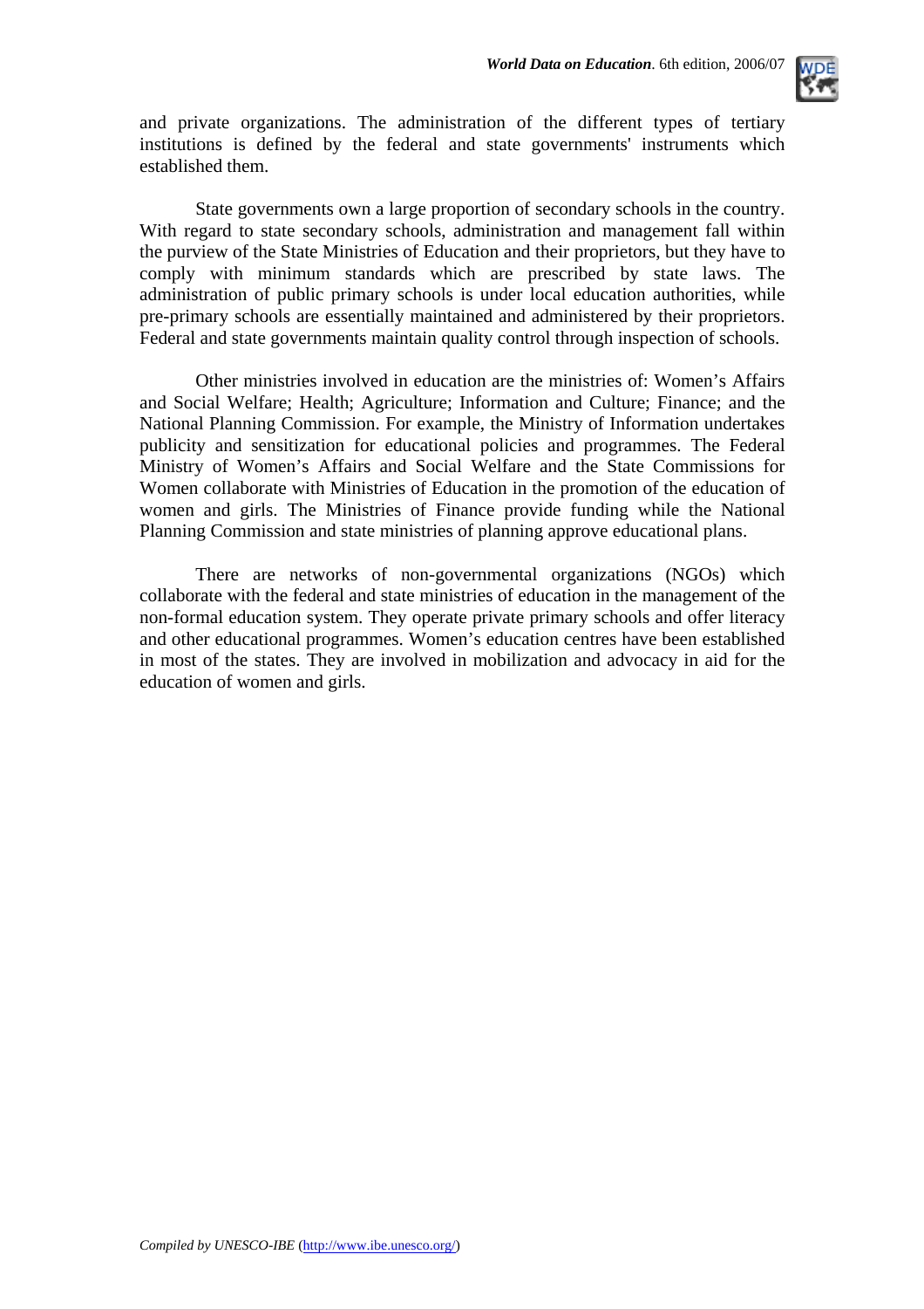and private organizations. The administration of the different types of tertiary institutions is defined by the federal and state governments' instruments which established them.

State governments own a large proportion of secondary schools in the country. With regard to state secondary schools, administration and management fall within the purview of the State Ministries of Education and their proprietors, but they have to comply with minimum standards which are prescribed by state laws. The administration of public primary schools is under local education authorities, while pre-primary schools are essentially maintained and administered by their proprietors. Federal and state governments maintain quality control through inspection of schools.

Other ministries involved in education are the ministries of: Women's Affairs and Social Welfare; Health; Agriculture; Information and Culture; Finance; and the National Planning Commission. For example, the Ministry of Information undertakes publicity and sensitization for educational policies and programmes. The Federal Ministry of Women's Affairs and Social Welfare and the State Commissions for Women collaborate with Ministries of Education in the promotion of the education of women and girls. The Ministries of Finance provide funding while the National Planning Commission and state ministries of planning approve educational plans.

There are networks of non-governmental organizations (NGOs) which collaborate with the federal and state ministries of education in the management of the non-formal education system. They operate private primary schools and offer literacy and other educational programmes. Women's education centres have been established in most of the states. They are involved in mobilization and advocacy in aid for the education of women and girls.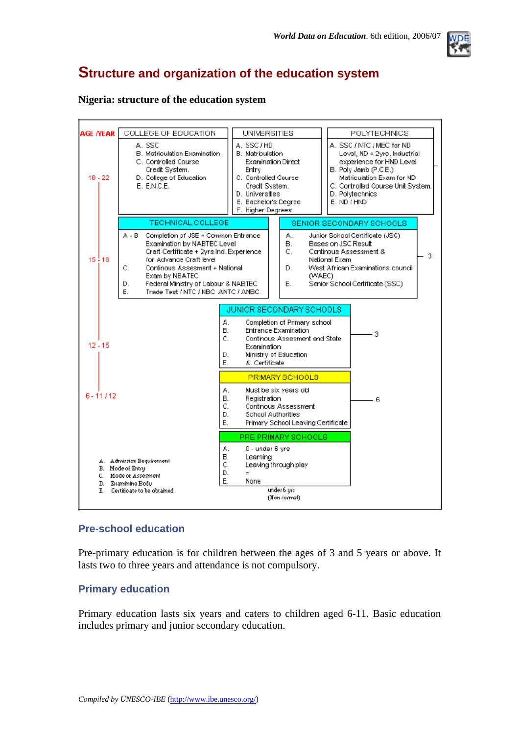## Structure and organization of the education system

**Nigeria: structure of the education system**

| AGE /YEAR | | | |
|---|---|---|---|
| 18 - 22 | **COLLEGE OF EDUCATION**<br>A. SSC<br>B. Matriculation Examination<br>C. Controlled Course Credit System.<br>D. College of Education<br>E. E.N.C.E. | **UNIVERSITIES**<br>A. SSC / HD<br>B. Matriculation Examination Direct Entry<br>C. Controlled Course Credit System.<br>D. Universities<br>E. Bachelor's Degree<br>F. Higher Degrees | **POLYTECHNICS**<br>A. SSC / NTC / MBC for ND Level, ND + 2yrs. Industrial experience for HND Level<br>B. Poly Jamb (P.C.E.)<br>Matriculation Exam for ND<br>C. Controlled Course Unit System.<br>D. Polytechnics<br>E. ND / HND |
| 15 - 18 | **TECHNICAL COLLEGE**<br>A - B Completion of JSE + Common Entrance Examination by NABTEC Level Craft Certificate + 2yrs Ind. Experience for Advance Craft level<br>C. Continous Assessment + National Exam by NBATEC<br>D. Federal Ministry of Labour & NABTEC<br>E. Trade Test / NTC / NBC ANTC / ANBC | **SENIOR SECONDARY SCHOOLS** (3)<br>A. Junior School Certificate (JSC)<br>B. Bases on JSC Result<br>C. Continous Assessment & National Exam<br>D. West African Examinations council (WAEC)<br>E. Senior School Certificate (SSC) | |
| 12 - 15 | | **JUNIOR SECONDARY SCHOOLS** (3)<br>A. Completion of Primary school<br>B. Entrance Examination<br>C. Continous Assesment and State Examination<br>D. Ministry of Education<br>E. A. Certificate | |
| 6 - 11 / 12 | | **PRIMARY SCHOOLS** (6)<br>A. Must be six years old<br>B. Registration<br>C. Continous Assessment<br>D. School Authorities<br>E. Primary School Leaving Certificate | |
| under 6 yrs (Non-formal) | | **PRE PRIMARY SCHOOLS**<br>A. 0 - under 6 yrs<br>B. Learning<br>C. Leaving through play<br>D. =<br>E. None | |

A. Admission Requirement
B. Mode of Entry
C. Mode of Assesment
D. Examining Body
E. Certificate to be obtained

### Pre-school education

Pre-primary education is for children between the ages of 3 and 5 years or above. It lasts two to three years and attendance is not compulsory.

### Primary education

Primary education lasts six years and caters to children aged 6-11. Basic education includes primary and junior secondary education.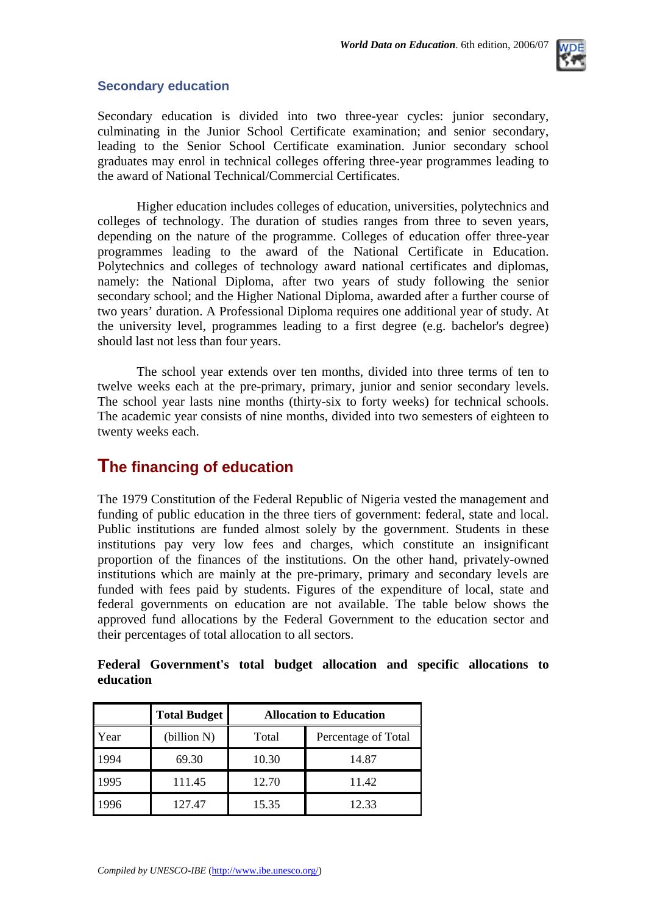### Secondary education

Secondary education is divided into two three-year cycles: junior secondary, culminating in the Junior School Certificate examination; and senior secondary, leading to the Senior School Certificate examination. Junior secondary school graduates may enrol in technical colleges offering three-year programmes leading to the award of National Technical/Commercial Certificates.

Higher education includes colleges of education, universities, polytechnics and colleges of technology. The duration of studies ranges from three to seven years, depending on the nature of the programme. Colleges of education offer three-year programmes leading to the award of the National Certificate in Education. Polytechnics and colleges of technology award national certificates and diplomas, namely: the National Diploma, after two years of study following the senior secondary school; and the Higher National Diploma, awarded after a further course of two years' duration. A Professional Diploma requires one additional year of study. At the university level, programmes leading to a first degree (e.g. bachelor's degree) should last not less than four years.

The school year extends over ten months, divided into three terms of ten to twelve weeks each at the pre-primary, primary, junior and senior secondary levels. The school year lasts nine months (thirty-six to forty weeks) for technical schools. The academic year consists of nine months, divided into two semesters of eighteen to twenty weeks each.

## The financing of education

The 1979 Constitution of the Federal Republic of Nigeria vested the management and funding of public education in the three tiers of government: federal, state and local. Public institutions are funded almost solely by the government. Students in these institutions pay very low fees and charges, which constitute an insignificant proportion of the finances of the institutions. On the other hand, privately-owned institutions which are mainly at the pre-primary, primary and secondary levels are funded with fees paid by students. Figures of the expenditure of local, state and federal governments on education are not available. The table below shows the approved fund allocations by the Federal Government to the education sector and their percentages of total allocation to all sectors.

**Federal Government's total budget allocation and specific allocations to education**

| | Total Budget | Allocation to Education | |
|---|---|---|---|
| Year | (billion N) | Total | Percentage of Total |
| 1994 | 69.30 | 10.30 | 14.87 |
| 1995 | 111.45 | 12.70 | 11.42 |
| 1996 | 127.47 | 15.35 | 12.33 |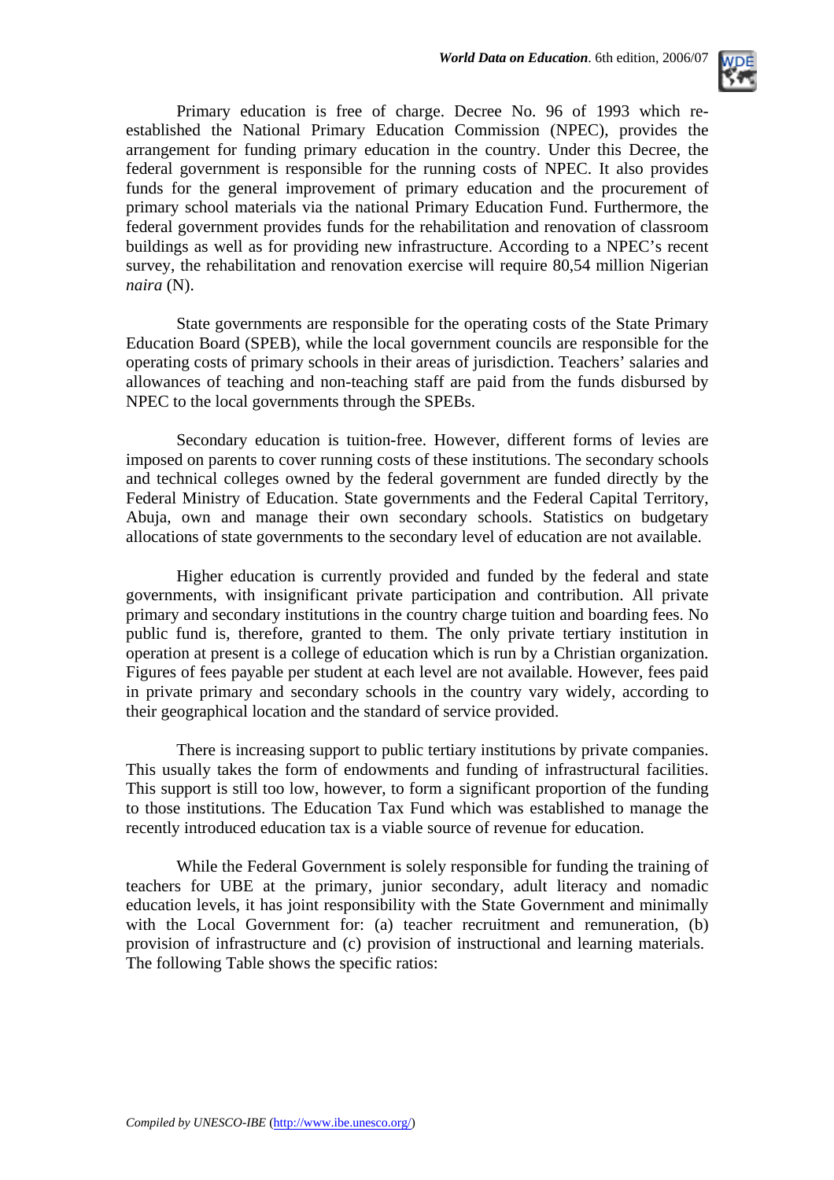Primary education is free of charge. Decree No. 96 of 1993 which re-established the National Primary Education Commission (NPEC), provides the arrangement for funding primary education in the country. Under this Decree, the federal government is responsible for the running costs of NPEC. It also provides funds for the general improvement of primary education and the procurement of primary school materials via the national Primary Education Fund. Furthermore, the federal government provides funds for the rehabilitation and renovation of classroom buildings as well as for providing new infrastructure. According to a NPEC's recent survey, the rehabilitation and renovation exercise will require 80,54 million Nigerian *naira* (N).

State governments are responsible for the operating costs of the State Primary Education Board (SPEB), while the local government councils are responsible for the operating costs of primary schools in their areas of jurisdiction. Teachers' salaries and allowances of teaching and non-teaching staff are paid from the funds disbursed by NPEC to the local governments through the SPEBs.

Secondary education is tuition-free. However, different forms of levies are imposed on parents to cover running costs of these institutions. The secondary schools and technical colleges owned by the federal government are funded directly by the Federal Ministry of Education. State governments and the Federal Capital Territory, Abuja, own and manage their own secondary schools. Statistics on budgetary allocations of state governments to the secondary level of education are not available.

Higher education is currently provided and funded by the federal and state governments, with insignificant private participation and contribution. All private primary and secondary institutions in the country charge tuition and boarding fees. No public fund is, therefore, granted to them. The only private tertiary institution in operation at present is a college of education which is run by a Christian organization. Figures of fees payable per student at each level are not available. However, fees paid in private primary and secondary schools in the country vary widely, according to their geographical location and the standard of service provided.

There is increasing support to public tertiary institutions by private companies. This usually takes the form of endowments and funding of infrastructural facilities. This support is still too low, however, to form a significant proportion of the funding to those institutions. The Education Tax Fund which was established to manage the recently introduced education tax is a viable source of revenue for education.

While the Federal Government is solely responsible for funding the training of teachers for UBE at the primary, junior secondary, adult literacy and nomadic education levels, it has joint responsibility with the State Government and minimally with the Local Government for: (a) teacher recruitment and remuneration, (b) provision of infrastructure and (c) provision of instructional and learning materials. The following Table shows the specific ratios: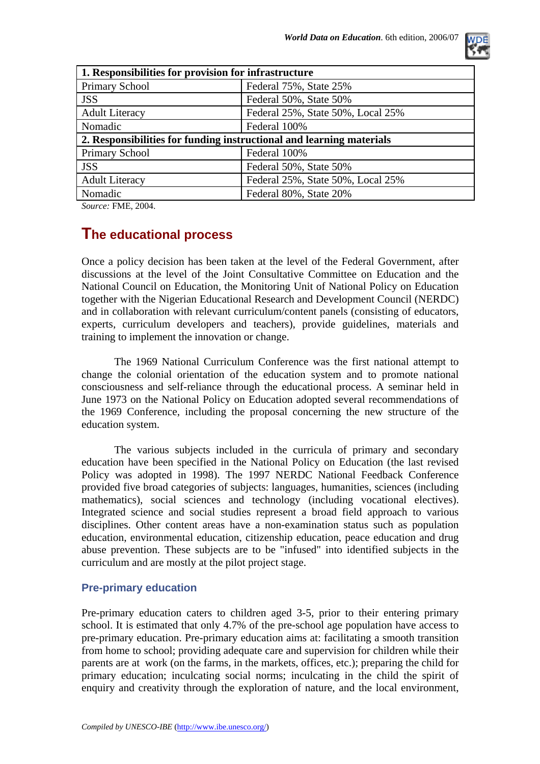| 1. Responsibilities for provision for infrastructure | |
|---|---|
| Primary School | Federal 75%, State 25% |
| JSS | Federal 50%, State 50% |
| Adult Literacy | Federal 25%, State 50%, Local 25% |
| Nomadic | Federal 100% |
| **2. Responsibilities for funding instructional and learning materials** | |
| Primary School | Federal 100% |
| JSS | Federal 50%, State 50% |
| Adult Literacy | Federal 25%, State 50%, Local 25% |
| Nomadic | Federal 80%, State 20% |

*Source:* FME, 2004.

## The educational process

Once a policy decision has been taken at the level of the Federal Government, after discussions at the level of the Joint Consultative Committee on Education and the National Council on Education, the Monitoring Unit of National Policy on Education together with the Nigerian Educational Research and Development Council (NERDC) and in collaboration with relevant curriculum/content panels (consisting of educators, experts, curriculum developers and teachers), provide guidelines, materials and training to implement the innovation or change.

The 1969 National Curriculum Conference was the first national attempt to change the colonial orientation of the education system and to promote national consciousness and self-reliance through the educational process. A seminar held in June 1973 on the National Policy on Education adopted several recommendations of the 1969 Conference, including the proposal concerning the new structure of the education system.

The various subjects included in the curricula of primary and secondary education have been specified in the National Policy on Education (the last revised Policy was adopted in 1998). The 1997 NERDC National Feedback Conference provided five broad categories of subjects: languages, humanities, sciences (including mathematics), social sciences and technology (including vocational electives). Integrated science and social studies represent a broad field approach to various disciplines. Other content areas have a non-examination status such as population education, environmental education, citizenship education, peace education and drug abuse prevention. These subjects are to be "infused" into identified subjects in the curriculum and are mostly at the pilot project stage.

### Pre-primary education

Pre-primary education caters to children aged 3-5, prior to their entering primary school. It is estimated that only 4.7% of the pre-school age population have access to pre-primary education. Pre-primary education aims at: facilitating a smooth transition from home to school; providing adequate care and supervision for children while their parents are at work (on the farms, in the markets, offices, etc.); preparing the child for primary education; inculcating social norms; inculcating in the child the spirit of enquiry and creativity through the exploration of nature, and the local environment,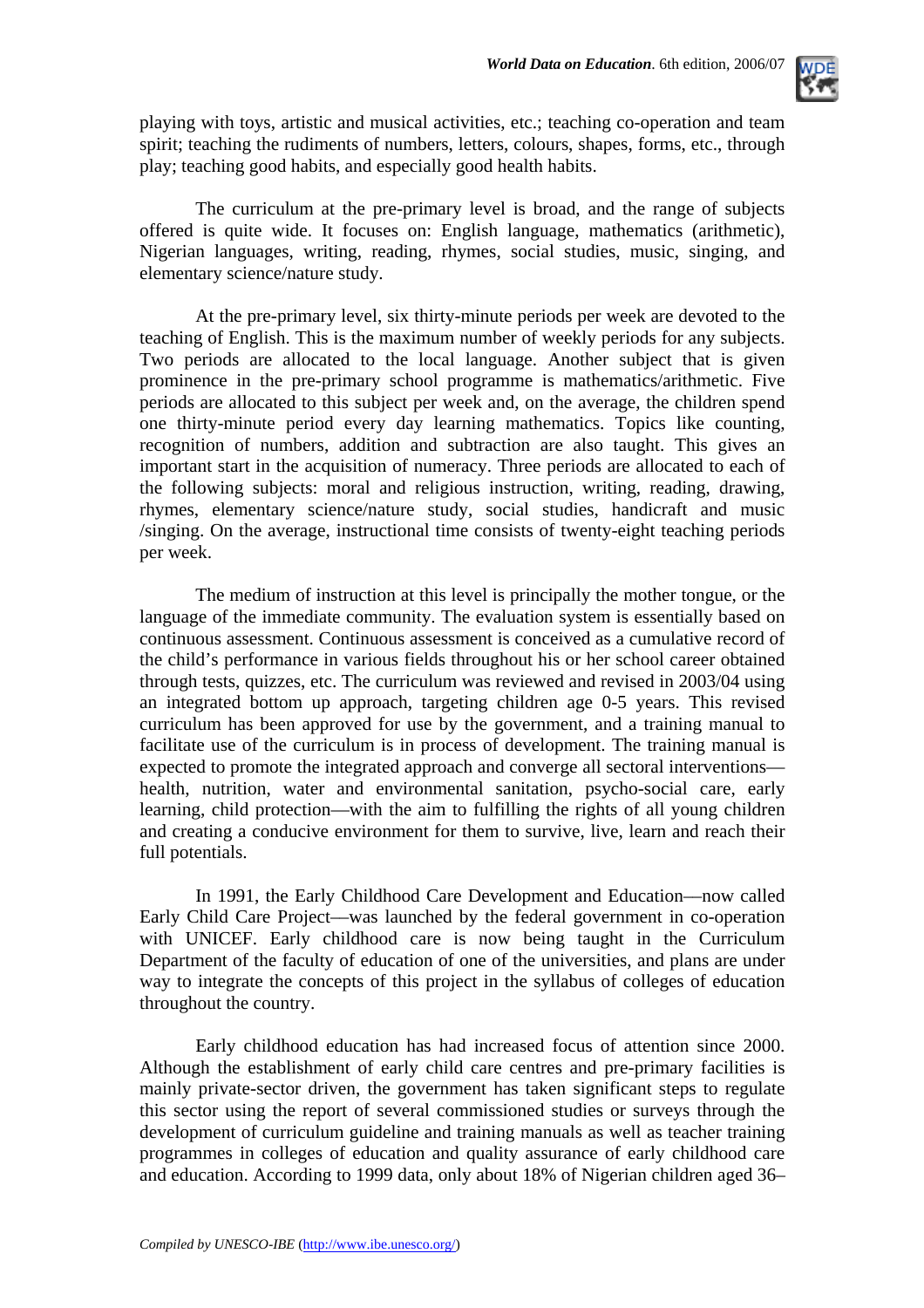playing with toys, artistic and musical activities, etc.; teaching co-operation and team spirit; teaching the rudiments of numbers, letters, colours, shapes, forms, etc., through play; teaching good habits, and especially good health habits.

The curriculum at the pre-primary level is broad, and the range of subjects offered is quite wide. It focuses on: English language, mathematics (arithmetic), Nigerian languages, writing, reading, rhymes, social studies, music, singing, and elementary science/nature study.

At the pre-primary level, six thirty-minute periods per week are devoted to the teaching of English. This is the maximum number of weekly periods for any subjects. Two periods are allocated to the local language. Another subject that is given prominence in the pre-primary school programme is mathematics/arithmetic. Five periods are allocated to this subject per week and, on the average, the children spend one thirty-minute period every day learning mathematics. Topics like counting, recognition of numbers, addition and subtraction are also taught. This gives an important start in the acquisition of numeracy. Three periods are allocated to each of the following subjects: moral and religious instruction, writing, reading, drawing, rhymes, elementary science/nature study, social studies, handicraft and music /singing. On the average, instructional time consists of twenty-eight teaching periods per week.

The medium of instruction at this level is principally the mother tongue, or the language of the immediate community. The evaluation system is essentially based on continuous assessment. Continuous assessment is conceived as a cumulative record of the child's performance in various fields throughout his or her school career obtained through tests, quizzes, etc. The curriculum was reviewed and revised in 2003/04 using an integrated bottom up approach, targeting children age 0-5 years. This revised curriculum has been approved for use by the government, and a training manual to facilitate use of the curriculum is in process of development. The training manual is expected to promote the integrated approach and converge all sectoral interventions—health, nutrition, water and environmental sanitation, psycho-social care, early learning, child protection—with the aim to fulfilling the rights of all young children and creating a conducive environment for them to survive, live, learn and reach their full potentials.

In 1991, the Early Childhood Care Development and Education—now called Early Child Care Project—was launched by the federal government in co-operation with UNICEF. Early childhood care is now being taught in the Curriculum Department of the faculty of education of one of the universities, and plans are under way to integrate the concepts of this project in the syllabus of colleges of education throughout the country.

Early childhood education has had increased focus of attention since 2000. Although the establishment of early child care centres and pre-primary facilities is mainly private-sector driven, the government has taken significant steps to regulate this sector using the report of several commissioned studies or surveys through the development of curriculum guideline and training manuals as well as teacher training programmes in colleges of education and quality assurance of early childhood care and education. According to 1999 data, only about 18% of Nigerian children aged 36–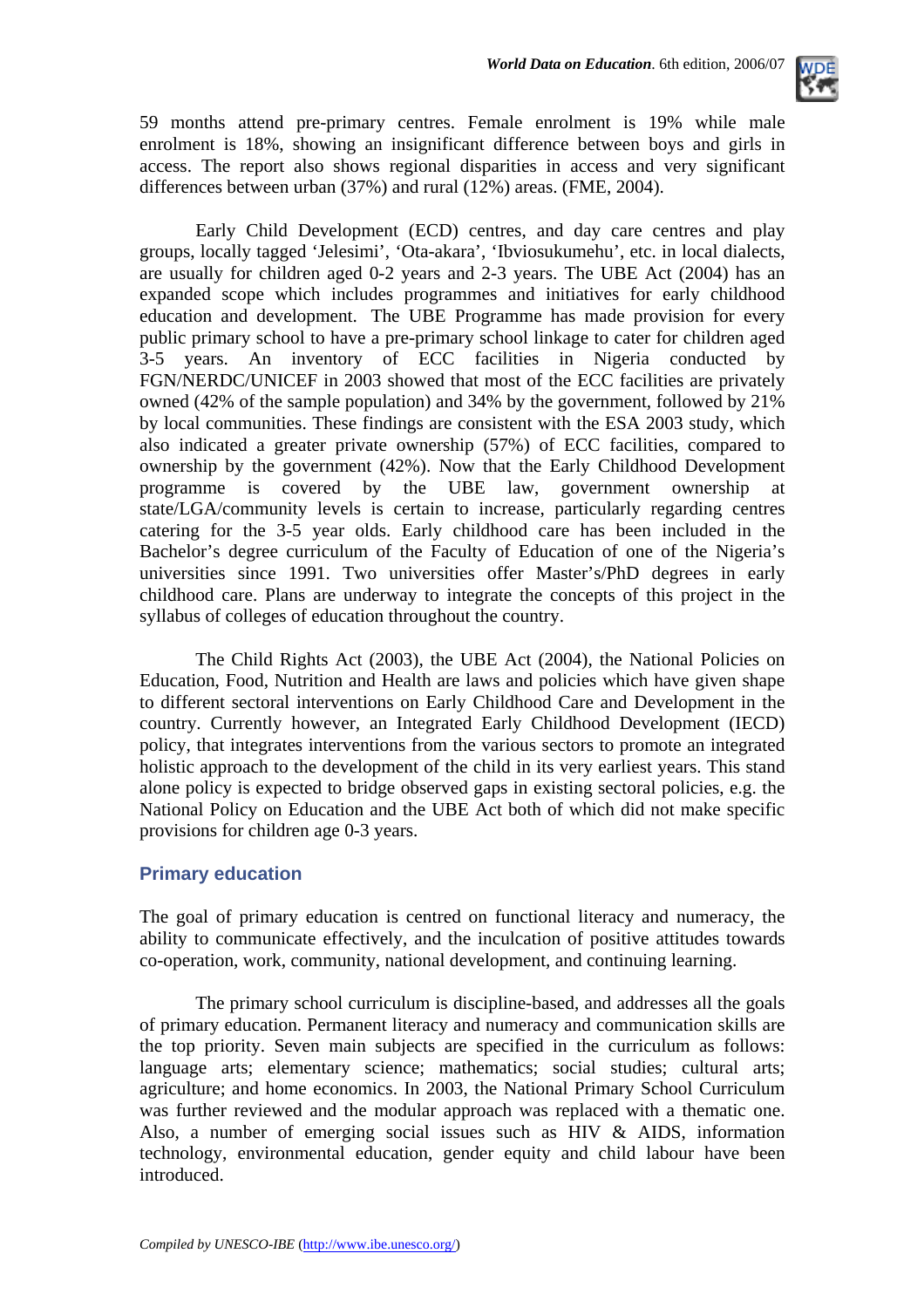59 months attend pre-primary centres. Female enrolment is 19% while male enrolment is 18%, showing an insignificant difference between boys and girls in access. The report also shows regional disparities in access and very significant differences between urban (37%) and rural (12%) areas. (FME, 2004).

Early Child Development (ECD) centres, and day care centres and play groups, locally tagged 'Jelesimi', 'Ota-akara', 'Ibviosukumehu', etc. in local dialects, are usually for children aged 0-2 years and 2-3 years. The UBE Act (2004) has an expanded scope which includes programmes and initiatives for early childhood education and development. The UBE Programme has made provision for every public primary school to have a pre-primary school linkage to cater for children aged 3-5 years. An inventory of ECC facilities in Nigeria conducted by FGN/NERDC/UNICEF in 2003 showed that most of the ECC facilities are privately owned (42% of the sample population) and 34% by the government, followed by 21% by local communities. These findings are consistent with the ESA 2003 study, which also indicated a greater private ownership (57%) of ECC facilities, compared to ownership by the government (42%). Now that the Early Childhood Development programme is covered by the UBE law, government ownership at state/LGA/community levels is certain to increase, particularly regarding centres catering for the 3-5 year olds. Early childhood care has been included in the Bachelor's degree curriculum of the Faculty of Education of one of the Nigeria's universities since 1991. Two universities offer Master's/PhD degrees in early childhood care. Plans are underway to integrate the concepts of this project in the syllabus of colleges of education throughout the country.

The Child Rights Act (2003), the UBE Act (2004), the National Policies on Education, Food, Nutrition and Health are laws and policies which have given shape to different sectoral interventions on Early Childhood Care and Development in the country. Currently however, an Integrated Early Childhood Development (IECD) policy, that integrates interventions from the various sectors to promote an integrated holistic approach to the development of the child in its very earliest years. This stand alone policy is expected to bridge observed gaps in existing sectoral policies, e.g. the National Policy on Education and the UBE Act both of which did not make specific provisions for children age 0-3 years.

## Primary education

The goal of primary education is centred on functional literacy and numeracy, the ability to communicate effectively, and the inculcation of positive attitudes towards co-operation, work, community, national development, and continuing learning.

The primary school curriculum is discipline-based, and addresses all the goals of primary education. Permanent literacy and numeracy and communication skills are the top priority. Seven main subjects are specified in the curriculum as follows: language arts; elementary science; mathematics; social studies; cultural arts; agriculture; and home economics. In 2003, the National Primary School Curriculum was further reviewed and the modular approach was replaced with a thematic one. Also, a number of emerging social issues such as HIV & AIDS, information technology, environmental education, gender equity and child labour have been introduced.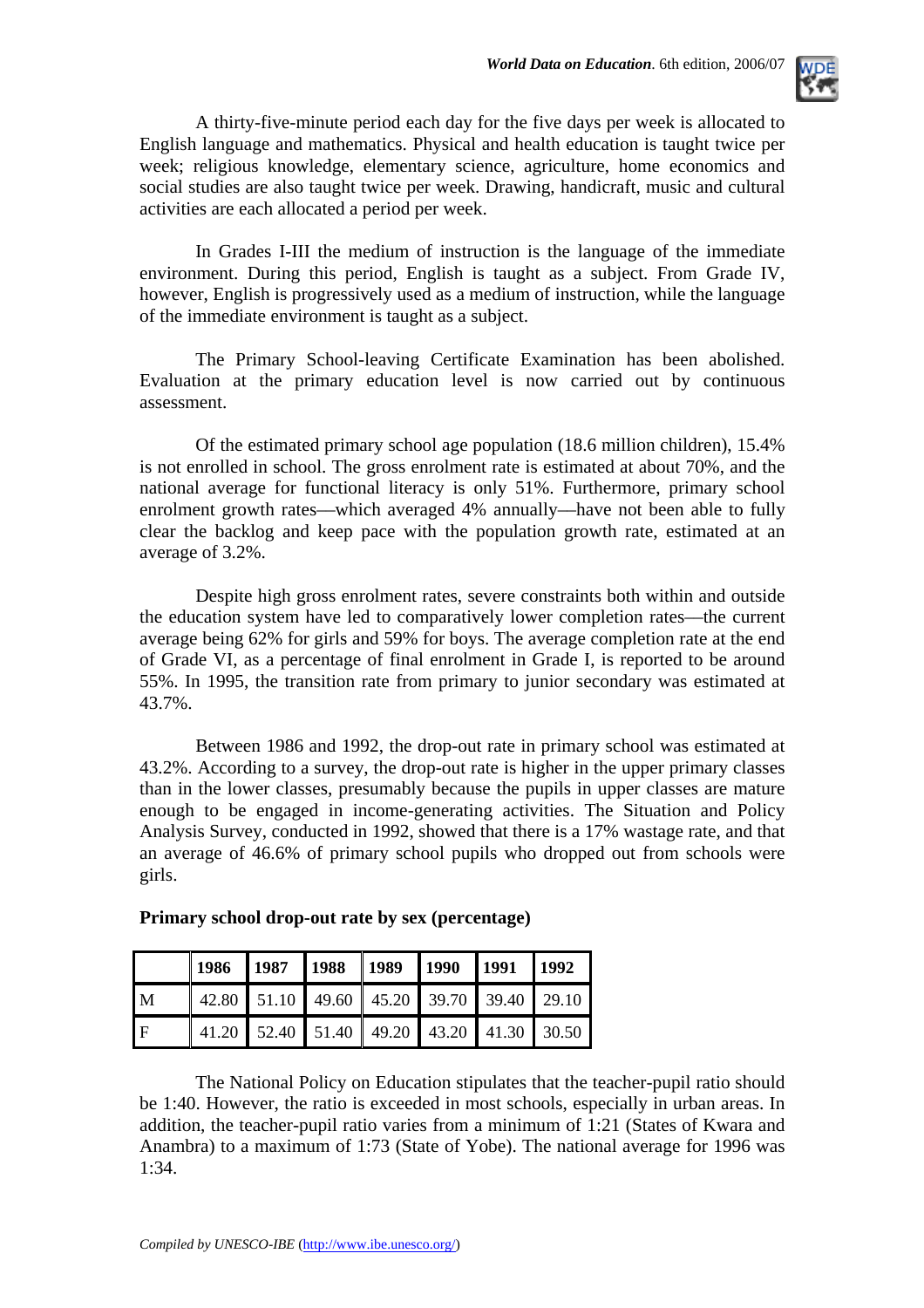A thirty-five-minute period each day for the five days per week is allocated to English language and mathematics. Physical and health education is taught twice per week; religious knowledge, elementary science, agriculture, home economics and social studies are also taught twice per week. Drawing, handicraft, music and cultural activities are each allocated a period per week.

In Grades I-III the medium of instruction is the language of the immediate environment. During this period, English is taught as a subject. From Grade IV, however, English is progressively used as a medium of instruction, while the language of the immediate environment is taught as a subject.

The Primary School-leaving Certificate Examination has been abolished. Evaluation at the primary education level is now carried out by continuous assessment.

Of the estimated primary school age population (18.6 million children), 15.4% is not enrolled in school. The gross enrolment rate is estimated at about 70%, and the national average for functional literacy is only 51%. Furthermore, primary school enrolment growth rates—which averaged 4% annually—have not been able to fully clear the backlog and keep pace with the population growth rate, estimated at an average of 3.2%.

Despite high gross enrolment rates, severe constraints both within and outside the education system have led to comparatively lower completion rates—the current average being 62% for girls and 59% for boys. The average completion rate at the end of Grade VI, as a percentage of final enrolment in Grade I, is reported to be around 55%. In 1995, the transition rate from primary to junior secondary was estimated at 43.7%.

Between 1986 and 1992, the drop-out rate in primary school was estimated at 43.2%. According to a survey, the drop-out rate is higher in the upper primary classes than in the lower classes, presumably because the pupils in upper classes are mature enough to be engaged in income-generating activities. The Situation and Policy Analysis Survey, conducted in 1992, showed that there is a 17% wastage rate, and that an average of 46.6% of primary school pupils who dropped out from schools were girls.

**Primary school drop-out rate by sex (percentage)**

| | 1986 | 1987 | 1988 | 1989 | 1990 | 1991 | 1992 |
|---|---|---|---|---|---|---|---|
| M | 42.80 | 51.10 | 49.60 | 45.20 | 39.70 | 39.40 | 29.10 |
| F | 41.20 | 52.40 | 51.40 | 49.20 | 43.20 | 41.30 | 30.50 |

The National Policy on Education stipulates that the teacher-pupil ratio should be 1:40. However, the ratio is exceeded in most schools, especially in urban areas. In addition, the teacher-pupil ratio varies from a minimum of 1:21 (States of Kwara and Anambra) to a maximum of 1:73 (State of Yobe). The national average for 1996 was 1:34.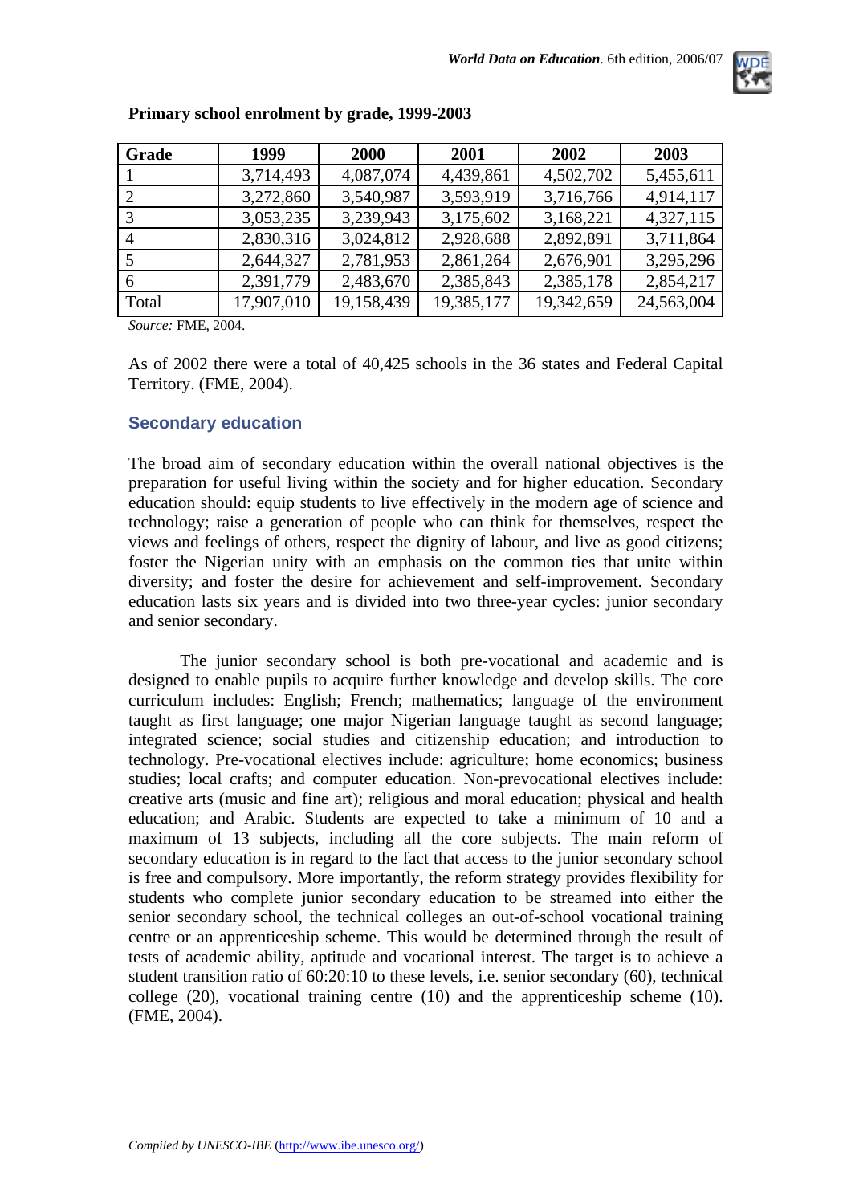**Primary school enrolment by grade, 1999-2003**

| Grade | 1999 | 2000 | 2001 | 2002 | 2003 |
|---|---|---|---|---|---|
| 1 | 3,714,493 | 4,087,074 | 4,439,861 | 4,502,702 | 5,455,611 |
| 2 | 3,272,860 | 3,540,987 | 3,593,919 | 3,716,766 | 4,914,117 |
| 3 | 3,053,235 | 3,239,943 | 3,175,602 | 3,168,221 | 4,327,115 |
| 4 | 2,830,316 | 3,024,812 | 2,928,688 | 2,892,891 | 3,711,864 |
| 5 | 2,644,327 | 2,781,953 | 2,861,264 | 2,676,901 | 3,295,296 |
| 6 | 2,391,779 | 2,483,670 | 2,385,843 | 2,385,178 | 2,854,217 |
| Total | 17,907,010 | 19,158,439 | 19,385,177 | 19,342,659 | 24,563,004 |

*Source:* FME, 2004.

As of 2002 there were a total of 40,425 schools in the 36 states and Federal Capital Territory. (FME, 2004).

### Secondary education

The broad aim of secondary education within the overall national objectives is the preparation for useful living within the society and for higher education. Secondary education should: equip students to live effectively in the modern age of science and technology; raise a generation of people who can think for themselves, respect the views and feelings of others, respect the dignity of labour, and live as good citizens; foster the Nigerian unity with an emphasis on the common ties that unite within diversity; and foster the desire for achievement and self-improvement. Secondary education lasts six years and is divided into two three-year cycles: junior secondary and senior secondary.

The junior secondary school is both pre-vocational and academic and is designed to enable pupils to acquire further knowledge and develop skills. The core curriculum includes: English; French; mathematics; language of the environment taught as first language; one major Nigerian language taught as second language; integrated science; social studies and citizenship education; and introduction to technology. Pre-vocational electives include: agriculture; home economics; business studies; local crafts; and computer education. Non-prevocational electives include: creative arts (music and fine art); religious and moral education; physical and health education; and Arabic. Students are expected to take a minimum of 10 and a maximum of 13 subjects, including all the core subjects. The main reform of secondary education is in regard to the fact that access to the junior secondary school is free and compulsory. More importantly, the reform strategy provides flexibility for students who complete junior secondary education to be streamed into either the senior secondary school, the technical colleges an out-of-school vocational training centre or an apprenticeship scheme. This would be determined through the result of tests of academic ability, aptitude and vocational interest. The target is to achieve a student transition ratio of 60:20:10 to these levels, i.e. senior secondary (60), technical college (20), vocational training centre (10) and the apprenticeship scheme (10). (FME, 2004).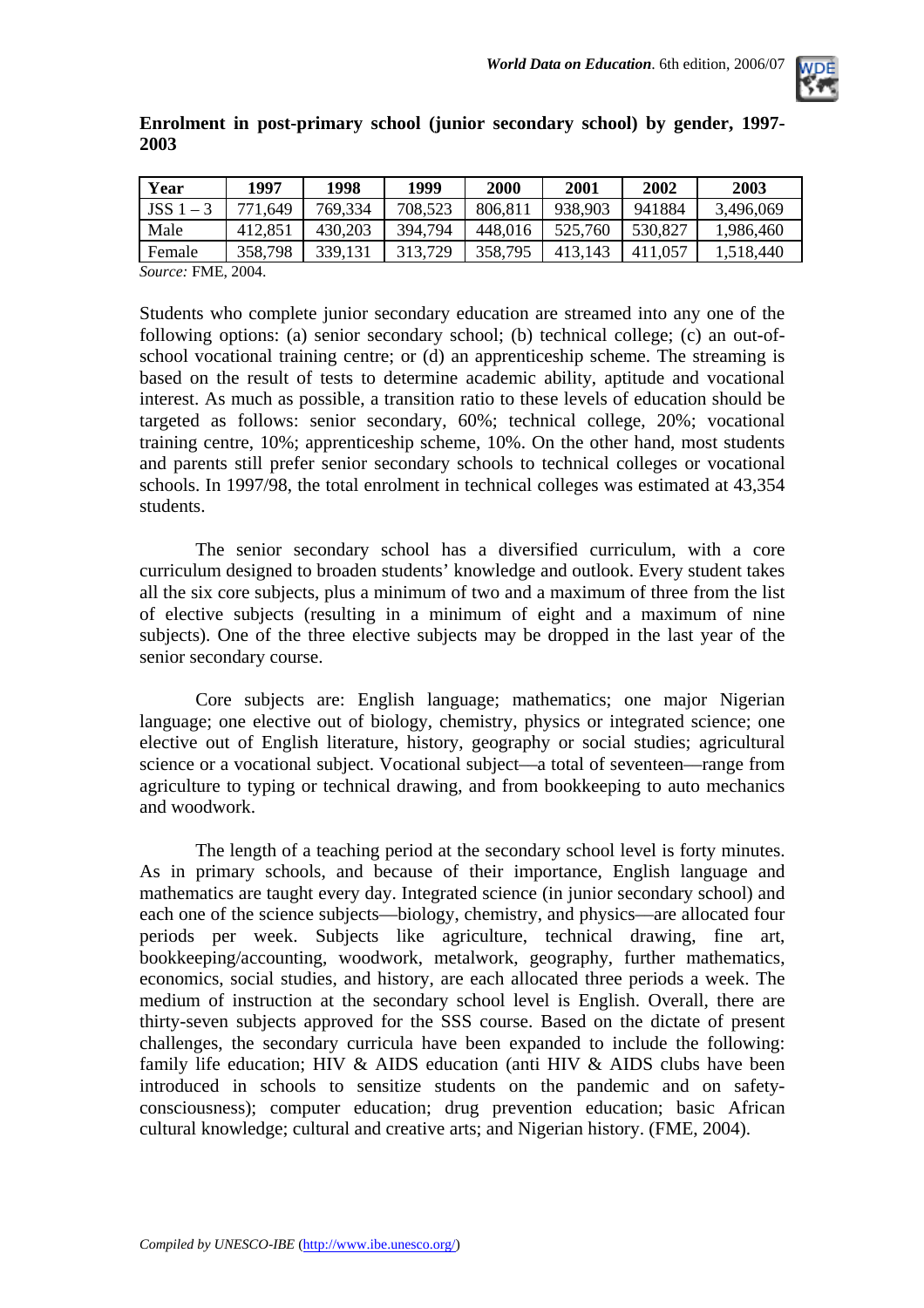**Enrolment in post-primary school (junior secondary school) by gender, 1997-2003**

| Year | 1997 | 1998 | 1999 | 2000 | 2001 | 2002 | 2003 |
|---|---|---|---|---|---|---|---|
| JSS 1 – 3 | 771,649 | 769,334 | 708,523 | 806,811 | 938,903 | 941884 | 3,496,069 |
| Male | 412,851 | 430,203 | 394,794 | 448,016 | 525,760 | 530,827 | 1,986,460 |
| Female | 358,798 | 339,131 | 313,729 | 358,795 | 413,143 | 411,057 | 1,518,440 |

*Source:* FME, 2004.

Students who complete junior secondary education are streamed into any one of the following options: (a) senior secondary school; (b) technical college; (c) an out-of-school vocational training centre; or (d) an apprenticeship scheme. The streaming is based on the result of tests to determine academic ability, aptitude and vocational interest. As much as possible, a transition ratio to these levels of education should be targeted as follows: senior secondary, 60%; technical college, 20%; vocational training centre, 10%; apprenticeship scheme, 10%. On the other hand, most students and parents still prefer senior secondary schools to technical colleges or vocational schools. In 1997/98, the total enrolment in technical colleges was estimated at 43,354 students.

The senior secondary school has a diversified curriculum, with a core curriculum designed to broaden students' knowledge and outlook. Every student takes all the six core subjects, plus a minimum of two and a maximum of three from the list of elective subjects (resulting in a minimum of eight and a maximum of nine subjects). One of the three elective subjects may be dropped in the last year of the senior secondary course.

Core subjects are: English language; mathematics; one major Nigerian language; one elective out of biology, chemistry, physics or integrated science; one elective out of English literature, history, geography or social studies; agricultural science or a vocational subject. Vocational subject—a total of seventeen—range from agriculture to typing or technical drawing, and from bookkeeping to auto mechanics and woodwork.

The length of a teaching period at the secondary school level is forty minutes. As in primary schools, and because of their importance, English language and mathematics are taught every day. Integrated science (in junior secondary school) and each one of the science subjects—biology, chemistry, and physics—are allocated four periods per week. Subjects like agriculture, technical drawing, fine art, bookkeeping/accounting, woodwork, metalwork, geography, further mathematics, economics, social studies, and history, are each allocated three periods a week. The medium of instruction at the secondary school level is English. Overall, there are thirty-seven subjects approved for the SSS course. Based on the dictate of present challenges, the secondary curricula have been expanded to include the following: family life education; HIV & AIDS education (anti HIV & AIDS clubs have been introduced in schools to sensitize students on the pandemic and on safety-consciousness); computer education; drug prevention education; basic African cultural knowledge; cultural and creative arts; and Nigerian history. (FME, 2004).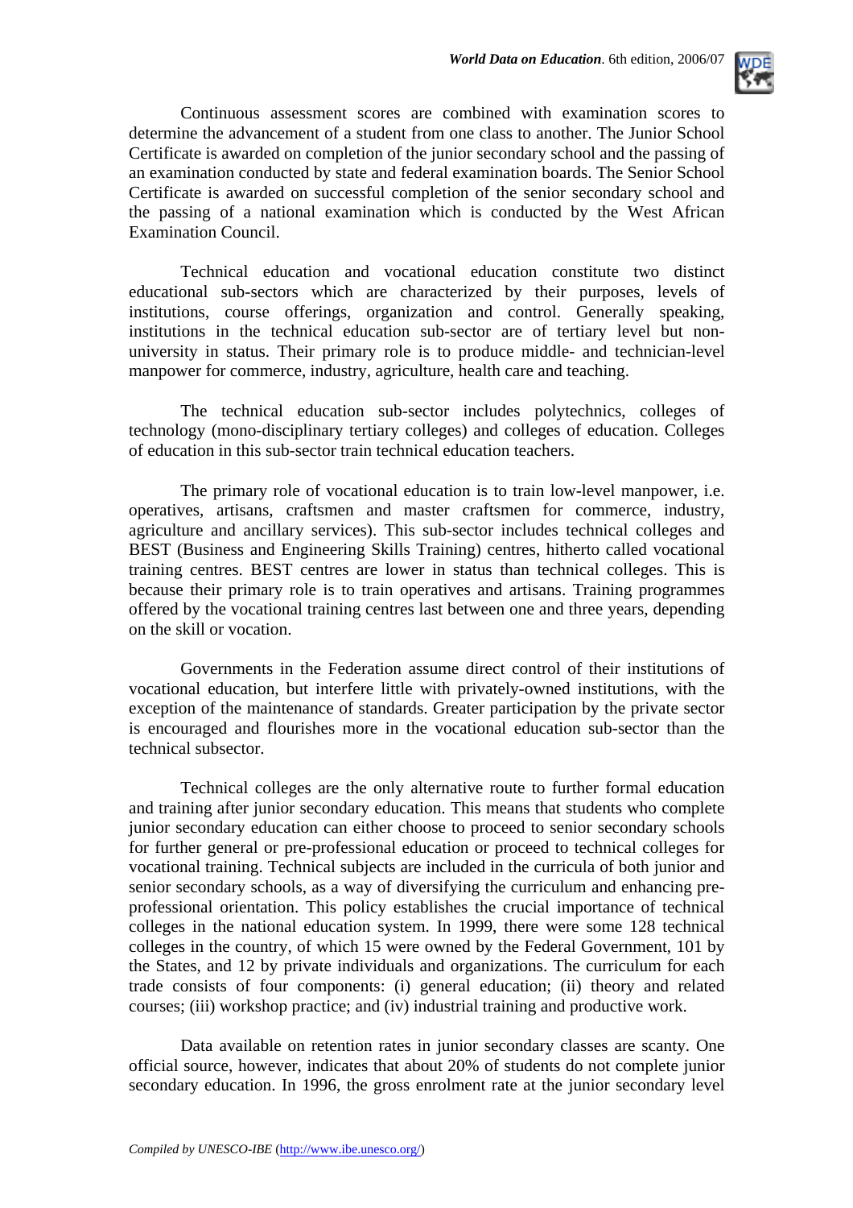Continuous assessment scores are combined with examination scores to determine the advancement of a student from one class to another. The Junior School Certificate is awarded on completion of the junior secondary school and the passing of an examination conducted by state and federal examination boards. The Senior School Certificate is awarded on successful completion of the senior secondary school and the passing of a national examination which is conducted by the West African Examination Council.

Technical education and vocational education constitute two distinct educational sub-sectors which are characterized by their purposes, levels of institutions, course offerings, organization and control. Generally speaking, institutions in the technical education sub-sector are of tertiary level but non-university in status. Their primary role is to produce middle- and technician-level manpower for commerce, industry, agriculture, health care and teaching.

The technical education sub-sector includes polytechnics, colleges of technology (mono-disciplinary tertiary colleges) and colleges of education. Colleges of education in this sub-sector train technical education teachers.

The primary role of vocational education is to train low-level manpower, i.e. operatives, artisans, craftsmen and master craftsmen for commerce, industry, agriculture and ancillary services). This sub-sector includes technical colleges and BEST (Business and Engineering Skills Training) centres, hitherto called vocational training centres. BEST centres are lower in status than technical colleges. This is because their primary role is to train operatives and artisans. Training programmes offered by the vocational training centres last between one and three years, depending on the skill or vocation.

Governments in the Federation assume direct control of their institutions of vocational education, but interfere little with privately-owned institutions, with the exception of the maintenance of standards. Greater participation by the private sector is encouraged and flourishes more in the vocational education sub-sector than the technical subsector.

Technical colleges are the only alternative route to further formal education and training after junior secondary education. This means that students who complete junior secondary education can either choose to proceed to senior secondary schools for further general or pre-professional education or proceed to technical colleges for vocational training. Technical subjects are included in the curricula of both junior and senior secondary schools, as a way of diversifying the curriculum and enhancing pre-professional orientation. This policy establishes the crucial importance of technical colleges in the national education system. In 1999, there were some 128 technical colleges in the country, of which 15 were owned by the Federal Government, 101 by the States, and 12 by private individuals and organizations. The curriculum for each trade consists of four components: (i) general education; (ii) theory and related courses; (iii) workshop practice; and (iv) industrial training and productive work.

Data available on retention rates in junior secondary classes are scanty. One official source, however, indicates that about 20% of students do not complete junior secondary education. In 1996, the gross enrolment rate at the junior secondary level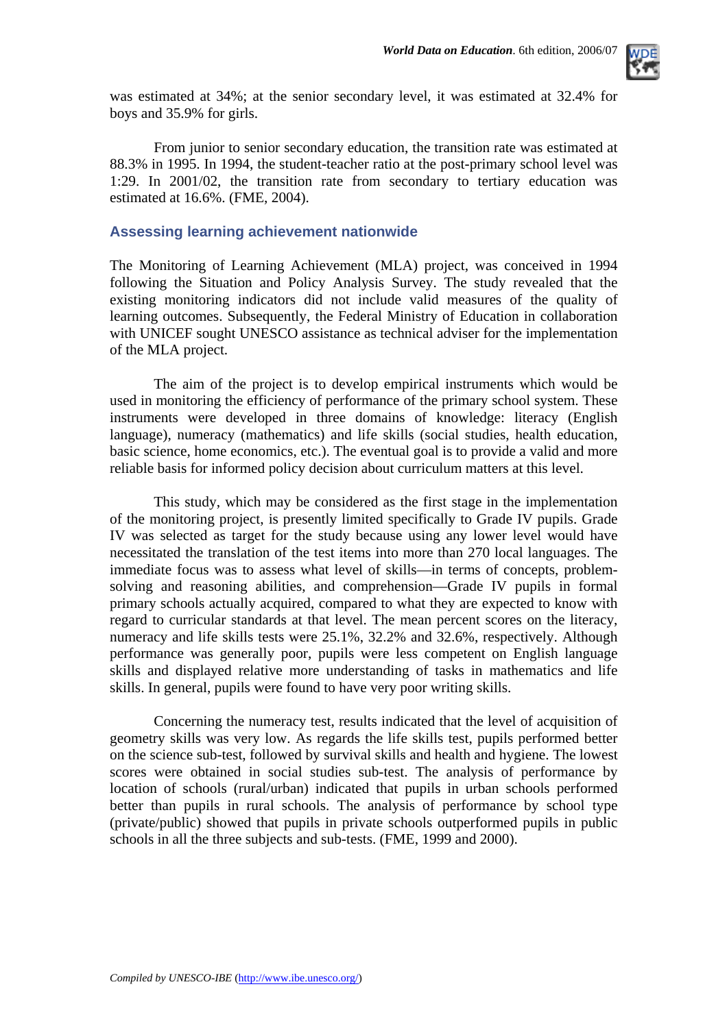was estimated at 34%; at the senior secondary level, it was estimated at 32.4% for boys and 35.9% for girls.

From junior to senior secondary education, the transition rate was estimated at 88.3% in 1995. In 1994, the student-teacher ratio at the post-primary school level was 1:29. In 2001/02, the transition rate from secondary to tertiary education was estimated at 16.6%. (FME, 2004).

## Assessing learning achievement nationwide

The Monitoring of Learning Achievement (MLA) project, was conceived in 1994 following the Situation and Policy Analysis Survey. The study revealed that the existing monitoring indicators did not include valid measures of the quality of learning outcomes. Subsequently, the Federal Ministry of Education in collaboration with UNICEF sought UNESCO assistance as technical adviser for the implementation of the MLA project.

The aim of the project is to develop empirical instruments which would be used in monitoring the efficiency of performance of the primary school system. These instruments were developed in three domains of knowledge: literacy (English language), numeracy (mathematics) and life skills (social studies, health education, basic science, home economics, etc.). The eventual goal is to provide a valid and more reliable basis for informed policy decision about curriculum matters at this level.

This study, which may be considered as the first stage in the implementation of the monitoring project, is presently limited specifically to Grade IV pupils. Grade IV was selected as target for the study because using any lower level would have necessitated the translation of the test items into more than 270 local languages. The immediate focus was to assess what level of skills—in terms of concepts, problem-solving and reasoning abilities, and comprehension—Grade IV pupils in formal primary schools actually acquired, compared to what they are expected to know with regard to curricular standards at that level. The mean percent scores on the literacy, numeracy and life skills tests were 25.1%, 32.2% and 32.6%, respectively. Although performance was generally poor, pupils were less competent on English language skills and displayed relative more understanding of tasks in mathematics and life skills. In general, pupils were found to have very poor writing skills.

Concerning the numeracy test, results indicated that the level of acquisition of geometry skills was very low. As regards the life skills test, pupils performed better on the science sub-test, followed by survival skills and health and hygiene. The lowest scores were obtained in social studies sub-test. The analysis of performance by location of schools (rural/urban) indicated that pupils in urban schools performed better than pupils in rural schools. The analysis of performance by school type (private/public) showed that pupils in private schools outperformed pupils in public schools in all the three subjects and sub-tests. (FME, 1999 and 2000).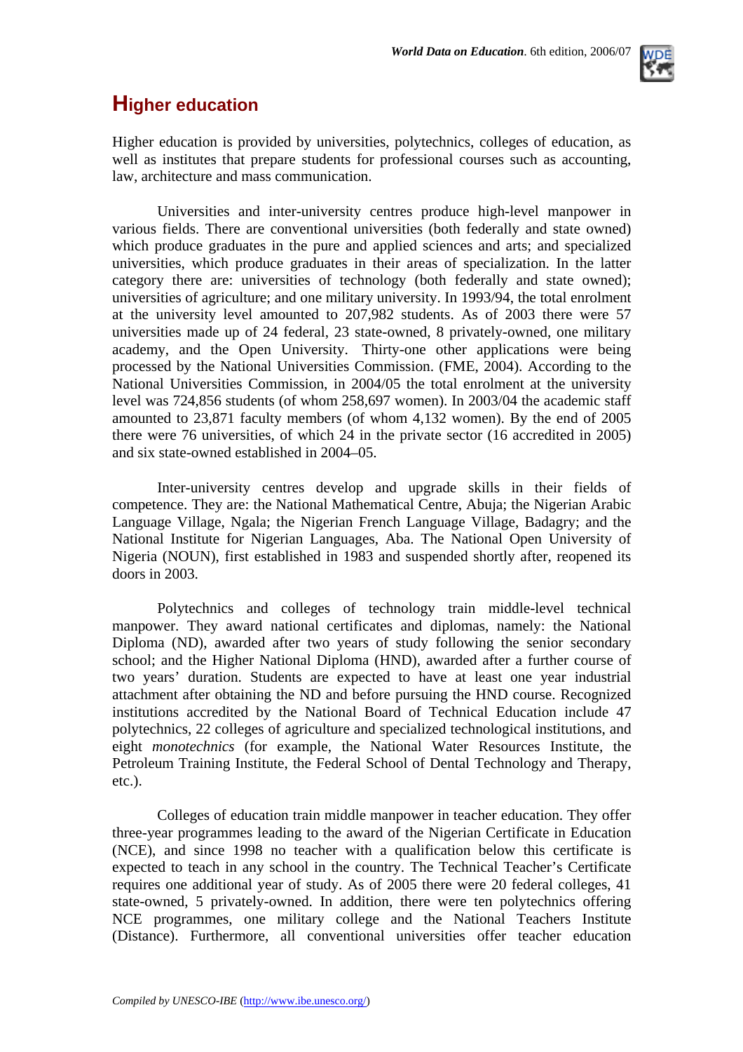## Higher education

Higher education is provided by universities, polytechnics, colleges of education, as well as institutes that prepare students for professional courses such as accounting, law, architecture and mass communication.

Universities and inter-university centres produce high-level manpower in various fields. There are conventional universities (both federally and state owned) which produce graduates in the pure and applied sciences and arts; and specialized universities, which produce graduates in their areas of specialization. In the latter category there are: universities of technology (both federally and state owned); universities of agriculture; and one military university. In 1993/94, the total enrolment at the university level amounted to 207,982 students. As of 2003 there were 57 universities made up of 24 federal, 23 state-owned, 8 privately-owned, one military academy, and the Open University. Thirty-one other applications were being processed by the National Universities Commission. (FME, 2004). According to the National Universities Commission, in 2004/05 the total enrolment at the university level was 724,856 students (of whom 258,697 women). In 2003/04 the academic staff amounted to 23,871 faculty members (of whom 4,132 women). By the end of 2005 there were 76 universities, of which 24 in the private sector (16 accredited in 2005) and six state-owned established in 2004–05.

Inter-university centres develop and upgrade skills in their fields of competence. They are: the National Mathematical Centre, Abuja; the Nigerian Arabic Language Village, Ngala; the Nigerian French Language Village, Badagry; and the National Institute for Nigerian Languages, Aba. The National Open University of Nigeria (NOUN), first established in 1983 and suspended shortly after, reopened its doors in 2003.

Polytechnics and colleges of technology train middle-level technical manpower. They award national certificates and diplomas, namely: the National Diploma (ND), awarded after two years of study following the senior secondary school; and the Higher National Diploma (HND), awarded after a further course of two years' duration. Students are expected to have at least one year industrial attachment after obtaining the ND and before pursuing the HND course. Recognized institutions accredited by the National Board of Technical Education include 47 polytechnics, 22 colleges of agriculture and specialized technological institutions, and eight *monotechnics* (for example, the National Water Resources Institute, the Petroleum Training Institute, the Federal School of Dental Technology and Therapy, etc.).

Colleges of education train middle manpower in teacher education. They offer three-year programmes leading to the award of the Nigerian Certificate in Education (NCE), and since 1998 no teacher with a qualification below this certificate is expected to teach in any school in the country. The Technical Teacher's Certificate requires one additional year of study. As of 2005 there were 20 federal colleges, 41 state-owned, 5 privately-owned. In addition, there were ten polytechnics offering NCE programmes, one military college and the National Teachers Institute (Distance). Furthermore, all conventional universities offer teacher education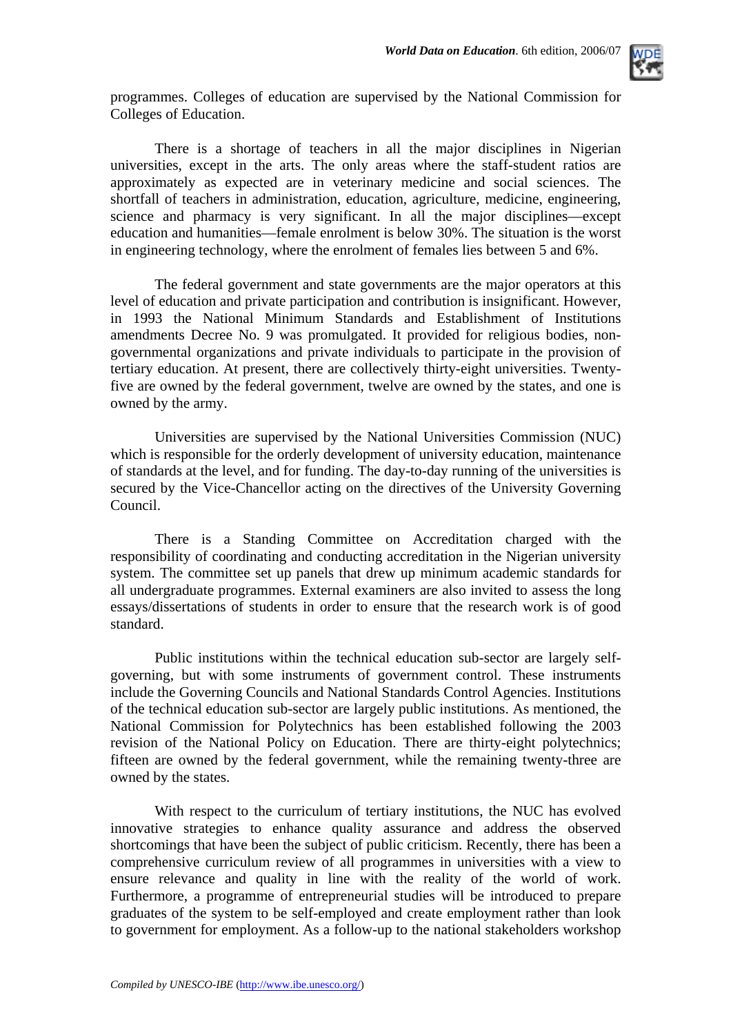programmes. Colleges of education are supervised by the National Commission for Colleges of Education.

There is a shortage of teachers in all the major disciplines in Nigerian universities, except in the arts. The only areas where the staff-student ratios are approximately as expected are in veterinary medicine and social sciences. The shortfall of teachers in administration, education, agriculture, medicine, engineering, science and pharmacy is very significant. In all the major disciplines—except education and humanities—female enrolment is below 30%. The situation is the worst in engineering technology, where the enrolment of females lies between 5 and 6%.

The federal government and state governments are the major operators at this level of education and private participation and contribution is insignificant. However, in 1993 the National Minimum Standards and Establishment of Institutions amendments Decree No. 9 was promulgated. It provided for religious bodies, non-governmental organizations and private individuals to participate in the provision of tertiary education. At present, there are collectively thirty-eight universities. Twenty-five are owned by the federal government, twelve are owned by the states, and one is owned by the army.

Universities are supervised by the National Universities Commission (NUC) which is responsible for the orderly development of university education, maintenance of standards at the level, and for funding. The day-to-day running of the universities is secured by the Vice-Chancellor acting on the directives of the University Governing Council.

There is a Standing Committee on Accreditation charged with the responsibility of coordinating and conducting accreditation in the Nigerian university system. The committee set up panels that drew up minimum academic standards for all undergraduate programmes. External examiners are also invited to assess the long essays/dissertations of students in order to ensure that the research work is of good standard.

Public institutions within the technical education sub-sector are largely self-governing, but with some instruments of government control. These instruments include the Governing Councils and National Standards Control Agencies. Institutions of the technical education sub-sector are largely public institutions. As mentioned, the National Commission for Polytechnics has been established following the 2003 revision of the National Policy on Education. There are thirty-eight polytechnics; fifteen are owned by the federal government, while the remaining twenty-three are owned by the states.

With respect to the curriculum of tertiary institutions, the NUC has evolved innovative strategies to enhance quality assurance and address the observed shortcomings that have been the subject of public criticism. Recently, there has been a comprehensive curriculum review of all programmes in universities with a view to ensure relevance and quality in line with the reality of the world of work. Furthermore, a programme of entrepreneurial studies will be introduced to prepare graduates of the system to be self-employed and create employment rather than look to government for employment. As a follow-up to the national stakeholders workshop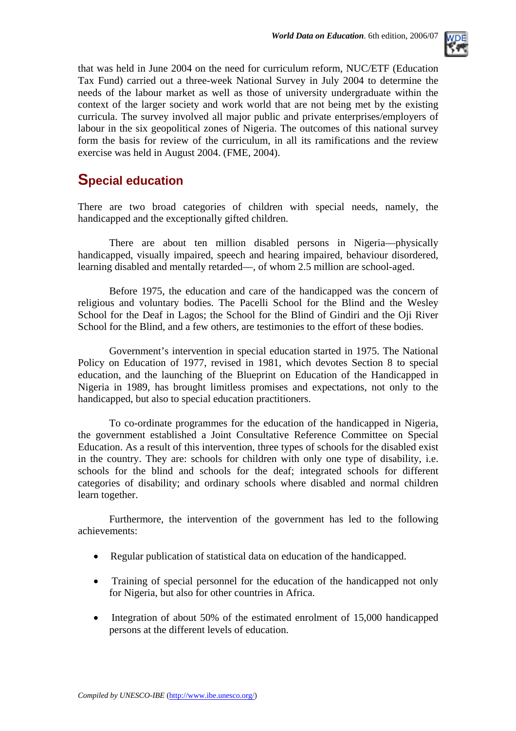that was held in June 2004 on the need for curriculum reform, NUC/ETF (Education Tax Fund) carried out a three-week National Survey in July 2004 to determine the needs of the labour market as well as those of university undergraduate within the context of the larger society and work world that are not being met by the existing curricula. The survey involved all major public and private enterprises/employers of labour in the six geopolitical zones of Nigeria. The outcomes of this national survey form the basis for review of the curriculum, in all its ramifications and the review exercise was held in August 2004. (FME, 2004).

## Special education

There are two broad categories of children with special needs, namely, the handicapped and the exceptionally gifted children.

There are about ten million disabled persons in Nigeria—physically handicapped, visually impaired, speech and hearing impaired, behaviour disordered, learning disabled and mentally retarded—, of whom 2.5 million are school-aged.

Before 1975, the education and care of the handicapped was the concern of religious and voluntary bodies. The Pacelli School for the Blind and the Wesley School for the Deaf in Lagos; the School for the Blind of Gindiri and the Oji River School for the Blind, and a few others, are testimonies to the effort of these bodies.

Government's intervention in special education started in 1975. The National Policy on Education of 1977, revised in 1981, which devotes Section 8 to special education, and the launching of the Blueprint on Education of the Handicapped in Nigeria in 1989, has brought limitless promises and expectations, not only to the handicapped, but also to special education practitioners.

To co-ordinate programmes for the education of the handicapped in Nigeria, the government established a Joint Consultative Reference Committee on Special Education. As a result of this intervention, three types of schools for the disabled exist in the country. They are: schools for children with only one type of disability, i.e. schools for the blind and schools for the deaf; integrated schools for different categories of disability; and ordinary schools where disabled and normal children learn together.

Furthermore, the intervention of the government has led to the following achievements:

- Regular publication of statistical data on education of the handicapped.
- Training of special personnel for the education of the handicapped not only for Nigeria, but also for other countries in Africa.
- Integration of about 50% of the estimated enrolment of 15,000 handicapped persons at the different levels of education.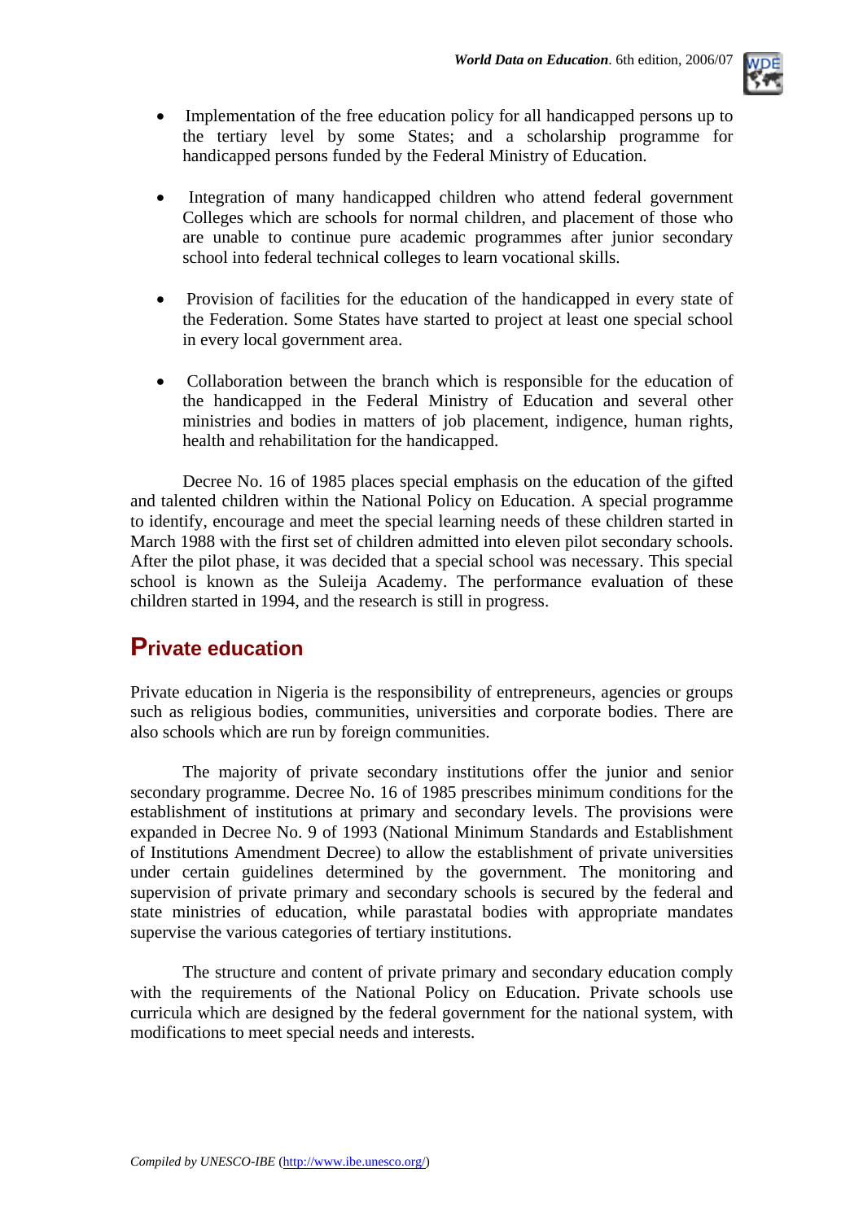- Implementation of the free education policy for all handicapped persons up to the tertiary level by some States; and a scholarship programme for handicapped persons funded by the Federal Ministry of Education.

- Integration of many handicapped children who attend federal government Colleges which are schools for normal children, and placement of those who are unable to continue pure academic programmes after junior secondary school into federal technical colleges to learn vocational skills.

- Provision of facilities for the education of the handicapped in every state of the Federation. Some States have started to project at least one special school in every local government area.

- Collaboration between the branch which is responsible for the education of the handicapped in the Federal Ministry of Education and several other ministries and bodies in matters of job placement, indigence, human rights, health and rehabilitation for the handicapped.

Decree No. 16 of 1985 places special emphasis on the education of the gifted and talented children within the National Policy on Education. A special programme to identify, encourage and meet the special learning needs of these children started in March 1988 with the first set of children admitted into eleven pilot secondary schools. After the pilot phase, it was decided that a special school was necessary. This special school is known as the Suleija Academy. The performance evaluation of these children started in 1994, and the research is still in progress.

## Private education

Private education in Nigeria is the responsibility of entrepreneurs, agencies or groups such as religious bodies, communities, universities and corporate bodies. There are also schools which are run by foreign communities.

The majority of private secondary institutions offer the junior and senior secondary programme. Decree No. 16 of 1985 prescribes minimum conditions for the establishment of institutions at primary and secondary levels. The provisions were expanded in Decree No. 9 of 1993 (National Minimum Standards and Establishment of Institutions Amendment Decree) to allow the establishment of private universities under certain guidelines determined by the government. The monitoring and supervision of private primary and secondary schools is secured by the federal and state ministries of education, while parastatal bodies with appropriate mandates supervise the various categories of tertiary institutions.

The structure and content of private primary and secondary education comply with the requirements of the National Policy on Education. Private schools use curricula which are designed by the federal government for the national system, with modifications to meet special needs and interests.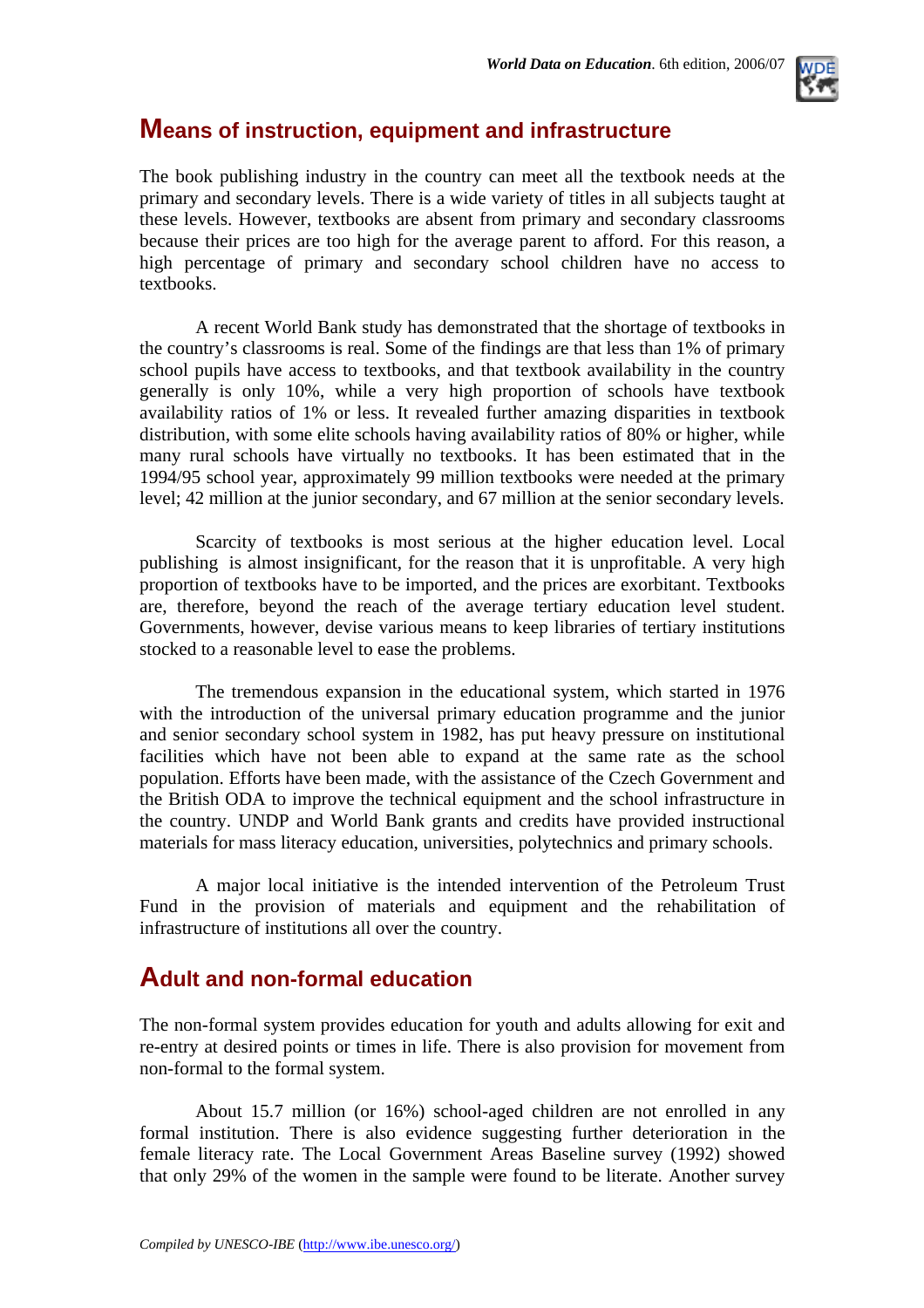## Means of instruction, equipment and infrastructure

The book publishing industry in the country can meet all the textbook needs at the primary and secondary levels. There is a wide variety of titles in all subjects taught at these levels. However, textbooks are absent from primary and secondary classrooms because their prices are too high for the average parent to afford. For this reason, a high percentage of primary and secondary school children have no access to textbooks.

A recent World Bank study has demonstrated that the shortage of textbooks in the country's classrooms is real. Some of the findings are that less than 1% of primary school pupils have access to textbooks, and that textbook availability in the country generally is only 10%, while a very high proportion of schools have textbook availability ratios of 1% or less. It revealed further amazing disparities in textbook distribution, with some elite schools having availability ratios of 80% or higher, while many rural schools have virtually no textbooks. It has been estimated that in the 1994/95 school year, approximately 99 million textbooks were needed at the primary level; 42 million at the junior secondary, and 67 million at the senior secondary levels.

Scarcity of textbooks is most serious at the higher education level. Local publishing is almost insignificant, for the reason that it is unprofitable. A very high proportion of textbooks have to be imported, and the prices are exorbitant. Textbooks are, therefore, beyond the reach of the average tertiary education level student. Governments, however, devise various means to keep libraries of tertiary institutions stocked to a reasonable level to ease the problems.

The tremendous expansion in the educational system, which started in 1976 with the introduction of the universal primary education programme and the junior and senior secondary school system in 1982, has put heavy pressure on institutional facilities which have not been able to expand at the same rate as the school population. Efforts have been made, with the assistance of the Czech Government and the British ODA to improve the technical equipment and the school infrastructure in the country. UNDP and World Bank grants and credits have provided instructional materials for mass literacy education, universities, polytechnics and primary schools.

A major local initiative is the intended intervention of the Petroleum Trust Fund in the provision of materials and equipment and the rehabilitation of infrastructure of institutions all over the country.

## Adult and non-formal education

The non-formal system provides education for youth and adults allowing for exit and re-entry at desired points or times in life. There is also provision for movement from non-formal to the formal system.

About 15.7 million (or 16%) school-aged children are not enrolled in any formal institution. There is also evidence suggesting further deterioration in the female literacy rate. The Local Government Areas Baseline survey (1992) showed that only 29% of the women in the sample were found to be literate. Another survey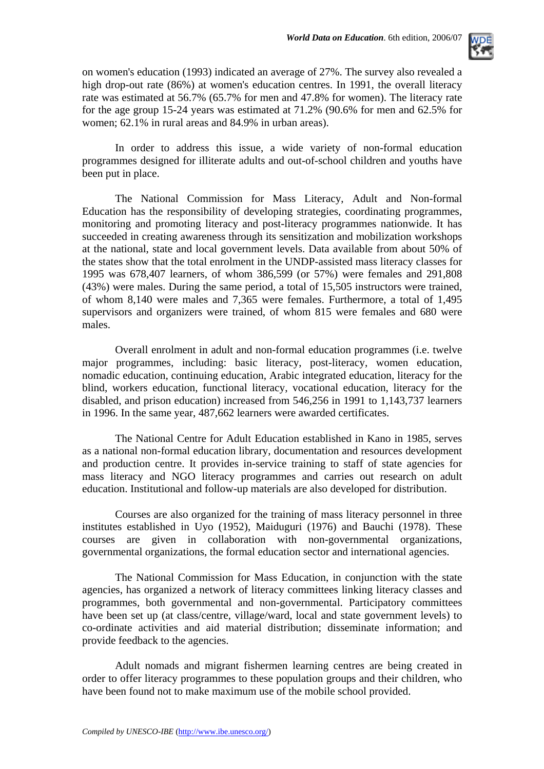on women's education (1993) indicated an average of 27%. The survey also revealed a high drop-out rate (86%) at women's education centres. In 1991, the overall literacy rate was estimated at 56.7% (65.7% for men and 47.8% for women). The literacy rate for the age group 15-24 years was estimated at 71.2% (90.6% for men and 62.5% for women; 62.1% in rural areas and 84.9% in urban areas).

In order to address this issue, a wide variety of non-formal education programmes designed for illiterate adults and out-of-school children and youths have been put in place.

The National Commission for Mass Literacy, Adult and Non-formal Education has the responsibility of developing strategies, coordinating programmes, monitoring and promoting literacy and post-literacy programmes nationwide. It has succeeded in creating awareness through its sensitization and mobilization workshops at the national, state and local government levels. Data available from about 50% of the states show that the total enrolment in the UNDP-assisted mass literacy classes for 1995 was 678,407 learners, of whom 386,599 (or 57%) were females and 291,808 (43%) were males. During the same period, a total of 15,505 instructors were trained, of whom 8,140 were males and 7,365 were females. Furthermore, a total of 1,495 supervisors and organizers were trained, of whom 815 were females and 680 were males.

Overall enrolment in adult and non-formal education programmes (i.e. twelve major programmes, including: basic literacy, post-literacy, women education, nomadic education, continuing education, Arabic integrated education, literacy for the blind, workers education, functional literacy, vocational education, literacy for the disabled, and prison education) increased from 546,256 in 1991 to 1,143,737 learners in 1996. In the same year, 487,662 learners were awarded certificates.

The National Centre for Adult Education established in Kano in 1985, serves as a national non-formal education library, documentation and resources development and production centre. It provides in-service training to staff of state agencies for mass literacy and NGO literacy programmes and carries out research on adult education. Institutional and follow-up materials are also developed for distribution.

Courses are also organized for the training of mass literacy personnel in three institutes established in Uyo (1952), Maiduguri (1976) and Bauchi (1978). These courses are given in collaboration with non-governmental organizations, governmental organizations, the formal education sector and international agencies.

The National Commission for Mass Education, in conjunction with the state agencies, has organized a network of literacy committees linking literacy classes and programmes, both governmental and non-governmental. Participatory committees have been set up (at class/centre, village/ward, local and state government levels) to co-ordinate activities and aid material distribution; disseminate information; and provide feedback to the agencies.

Adult nomads and migrant fishermen learning centres are being created in order to offer literacy programmes to these population groups and their children, who have been found not to make maximum use of the mobile school provided.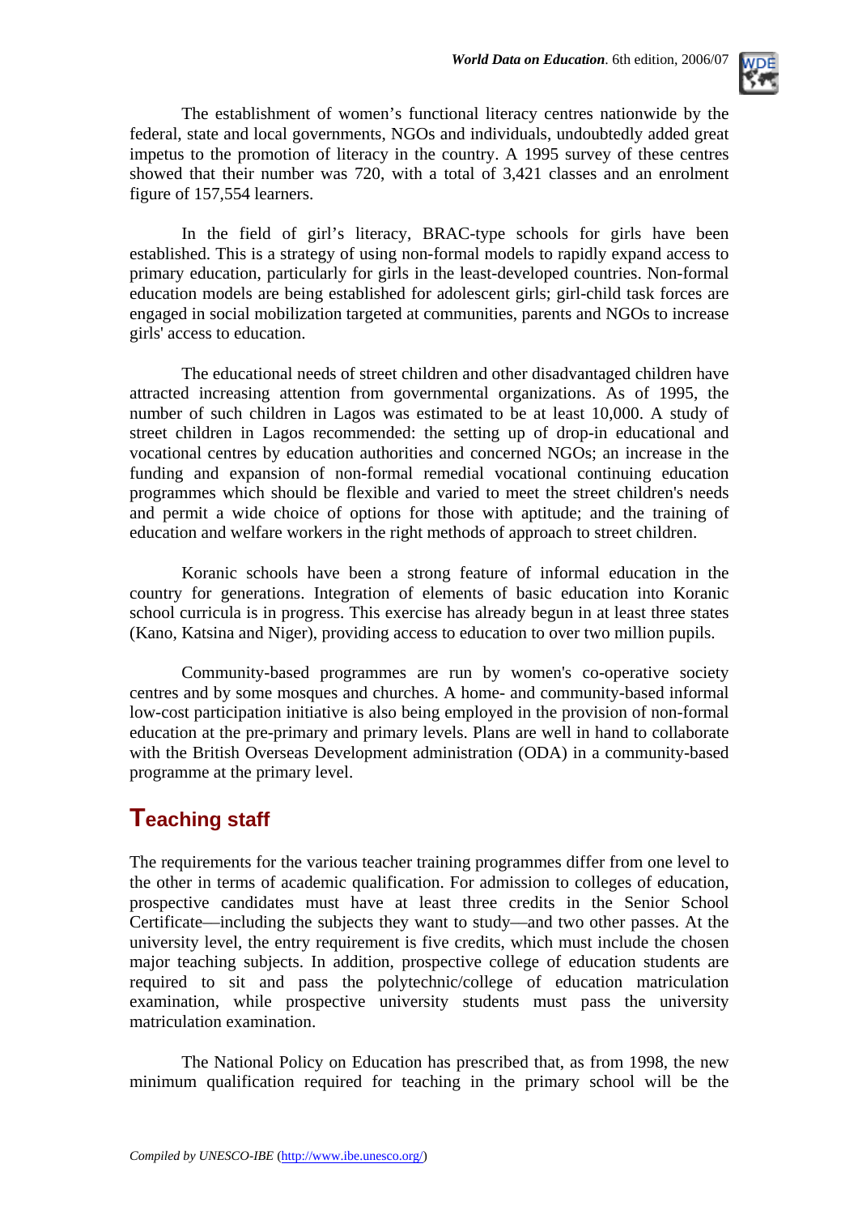The establishment of women's functional literacy centres nationwide by the federal, state and local governments, NGOs and individuals, undoubtedly added great impetus to the promotion of literacy in the country. A 1995 survey of these centres showed that their number was 720, with a total of 3,421 classes and an enrolment figure of 157,554 learners.

In the field of girl's literacy, BRAC-type schools for girls have been established. This is a strategy of using non-formal models to rapidly expand access to primary education, particularly for girls in the least-developed countries. Non-formal education models are being established for adolescent girls; girl-child task forces are engaged in social mobilization targeted at communities, parents and NGOs to increase girls' access to education.

The educational needs of street children and other disadvantaged children have attracted increasing attention from governmental organizations. As of 1995, the number of such children in Lagos was estimated to be at least 10,000. A study of street children in Lagos recommended: the setting up of drop-in educational and vocational centres by education authorities and concerned NGOs; an increase in the funding and expansion of non-formal remedial vocational continuing education programmes which should be flexible and varied to meet the street children's needs and permit a wide choice of options for those with aptitude; and the training of education and welfare workers in the right methods of approach to street children.

Koranic schools have been a strong feature of informal education in the country for generations. Integration of elements of basic education into Koranic school curricula is in progress. This exercise has already begun in at least three states (Kano, Katsina and Niger), providing access to education to over two million pupils.

Community-based programmes are run by women's co-operative society centres and by some mosques and churches. A home- and community-based informal low-cost participation initiative is also being employed in the provision of non-formal education at the pre-primary and primary levels. Plans are well in hand to collaborate with the British Overseas Development administration (ODA) in a community-based programme at the primary level.

## Teaching staff

The requirements for the various teacher training programmes differ from one level to the other in terms of academic qualification. For admission to colleges of education, prospective candidates must have at least three credits in the Senior School Certificate—including the subjects they want to study—and two other passes. At the university level, the entry requirement is five credits, which must include the chosen major teaching subjects. In addition, prospective college of education students are required to sit and pass the polytechnic/college of education matriculation examination, while prospective university students must pass the university matriculation examination.

The National Policy on Education has prescribed that, as from 1998, the new minimum qualification required for teaching in the primary school will be the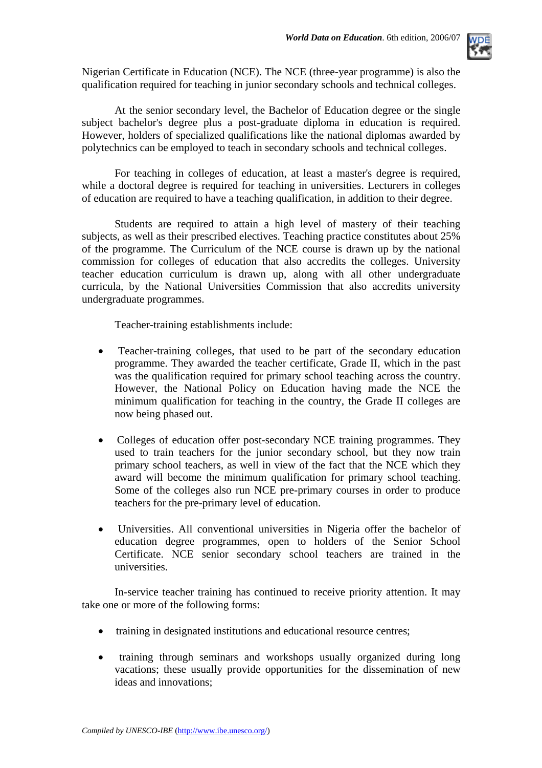Nigerian Certificate in Education (NCE). The NCE (three-year programme) is also the qualification required for teaching in junior secondary schools and technical colleges.

At the senior secondary level, the Bachelor of Education degree or the single subject bachelor's degree plus a post-graduate diploma in education is required. However, holders of specialized qualifications like the national diplomas awarded by polytechnics can be employed to teach in secondary schools and technical colleges.

For teaching in colleges of education, at least a master's degree is required, while a doctoral degree is required for teaching in universities. Lecturers in colleges of education are required to have a teaching qualification, in addition to their degree.

Students are required to attain a high level of mastery of their teaching subjects, as well as their prescribed electives. Teaching practice constitutes about 25% of the programme. The Curriculum of the NCE course is drawn up by the national commission for colleges of education that also accredits the colleges. University teacher education curriculum is drawn up, along with all other undergraduate curricula, by the National Universities Commission that also accredits university undergraduate programmes.

Teacher-training establishments include:

- Teacher-training colleges, that used to be part of the secondary education programme. They awarded the teacher certificate, Grade II, which in the past was the qualification required for primary school teaching across the country. However, the National Policy on Education having made the NCE the minimum qualification for teaching in the country, the Grade II colleges are now being phased out.

- Colleges of education offer post-secondary NCE training programmes. They used to train teachers for the junior secondary school, but they now train primary school teachers, as well in view of the fact that the NCE which they award will become the minimum qualification for primary school teaching. Some of the colleges also run NCE pre-primary courses in order to produce teachers for the pre-primary level of education.

- Universities. All conventional universities in Nigeria offer the bachelor of education degree programmes, open to holders of the Senior School Certificate. NCE senior secondary school teachers are trained in the universities.

In-service teacher training has continued to receive priority attention. It may take one or more of the following forms:

- training in designated institutions and educational resource centres;

- training through seminars and workshops usually organized during long vacations; these usually provide opportunities for the dissemination of new ideas and innovations;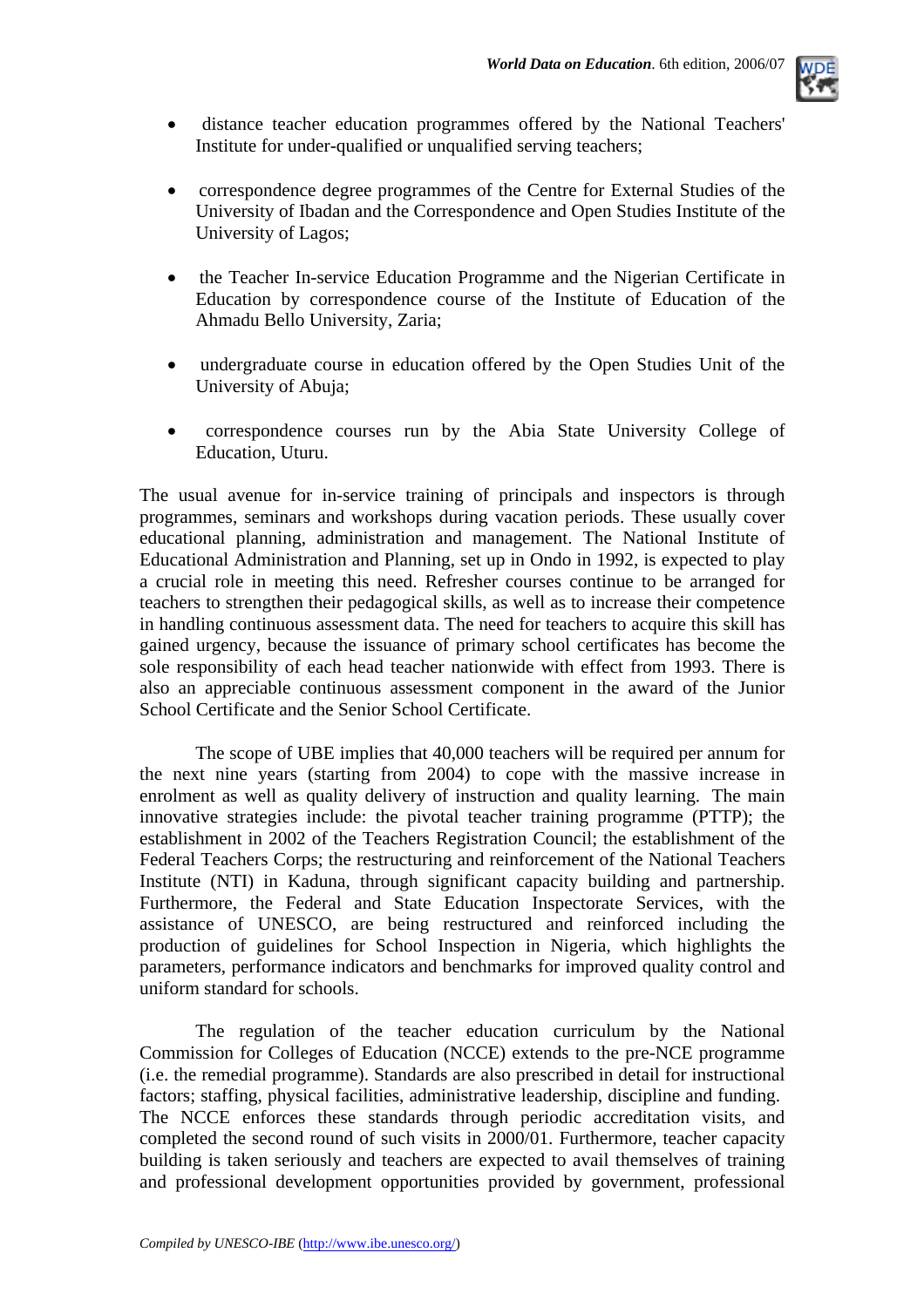- distance teacher education programmes offered by the National Teachers' Institute for under-qualified or unqualified serving teachers;

- correspondence degree programmes of the Centre for External Studies of the University of Ibadan and the Correspondence and Open Studies Institute of the University of Lagos;

- the Teacher In-service Education Programme and the Nigerian Certificate in Education by correspondence course of the Institute of Education of the Ahmadu Bello University, Zaria;

- undergraduate course in education offered by the Open Studies Unit of the University of Abuja;

- correspondence courses run by the Abia State University College of Education, Uturu.

The usual avenue for in-service training of principals and inspectors is through programmes, seminars and workshops during vacation periods. These usually cover educational planning, administration and management. The National Institute of Educational Administration and Planning, set up in Ondo in 1992, is expected to play a crucial role in meeting this need. Refresher courses continue to be arranged for teachers to strengthen their pedagogical skills, as well as to increase their competence in handling continuous assessment data. The need for teachers to acquire this skill has gained urgency, because the issuance of primary school certificates has become the sole responsibility of each head teacher nationwide with effect from 1993. There is also an appreciable continuous assessment component in the award of the Junior School Certificate and the Senior School Certificate.

The scope of UBE implies that 40,000 teachers will be required per annum for the next nine years (starting from 2004) to cope with the massive increase in enrolment as well as quality delivery of instruction and quality learning. The main innovative strategies include: the pivotal teacher training programme (PTTP); the establishment in 2002 of the Teachers Registration Council; the establishment of the Federal Teachers Corps; the restructuring and reinforcement of the National Teachers Institute (NTI) in Kaduna, through significant capacity building and partnership. Furthermore, the Federal and State Education Inspectorate Services, with the assistance of UNESCO, are being restructured and reinforced including the production of guidelines for School Inspection in Nigeria, which highlights the parameters, performance indicators and benchmarks for improved quality control and uniform standard for schools.

The regulation of the teacher education curriculum by the National Commission for Colleges of Education (NCCE) extends to the pre-NCE programme (i.e. the remedial programme). Standards are also prescribed in detail for instructional factors; staffing, physical facilities, administrative leadership, discipline and funding. The NCCE enforces these standards through periodic accreditation visits, and completed the second round of such visits in 2000/01. Furthermore, teacher capacity building is taken seriously and teachers are expected to avail themselves of training and professional development opportunities provided by government, professional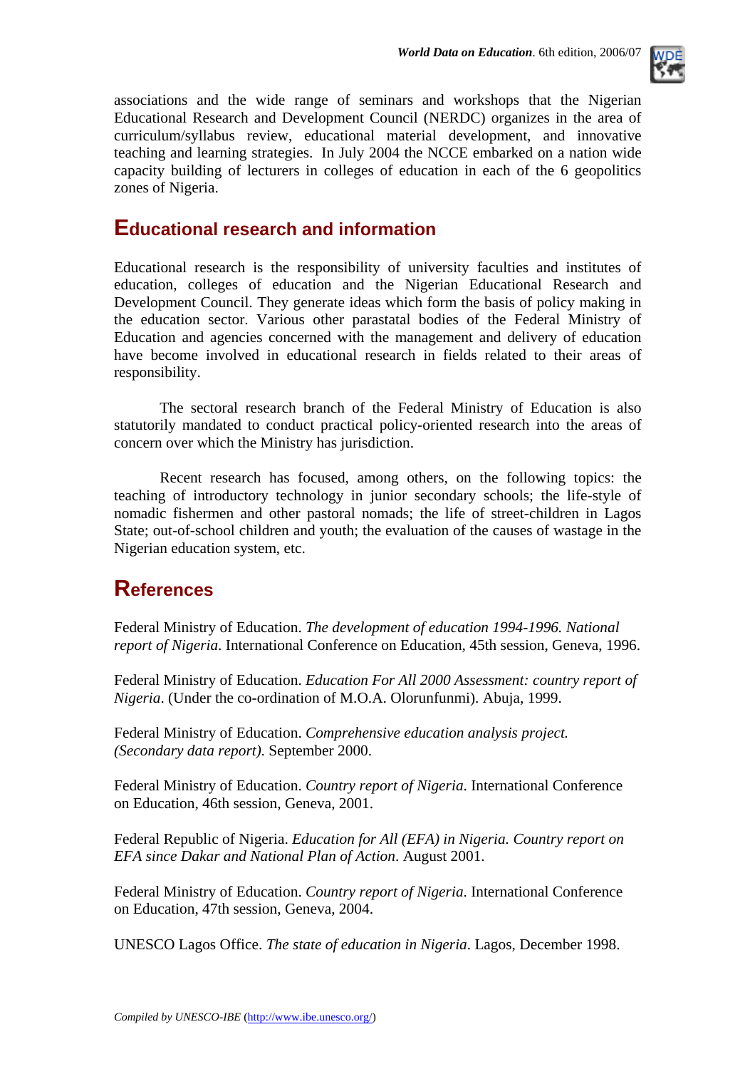associations and the wide range of seminars and workshops that the Nigerian Educational Research and Development Council (NERDC) organizes in the area of curriculum/syllabus review, educational material development, and innovative teaching and learning strategies. In July 2004 the NCCE embarked on a nation wide capacity building of lecturers in colleges of education in each of the 6 geopolitics zones of Nigeria.

## Educational research and information

Educational research is the responsibility of university faculties and institutes of education, colleges of education and the Nigerian Educational Research and Development Council. They generate ideas which form the basis of policy making in the education sector. Various other parastatal bodies of the Federal Ministry of Education and agencies concerned with the management and delivery of education have become involved in educational research in fields related to their areas of responsibility.

The sectoral research branch of the Federal Ministry of Education is also statutorily mandated to conduct practical policy-oriented research into the areas of concern over which the Ministry has jurisdiction.

Recent research has focused, among others, on the following topics: the teaching of introductory technology in junior secondary schools; the life-style of nomadic fishermen and other pastoral nomads; the life of street-children in Lagos State; out-of-school children and youth; the evaluation of the causes of wastage in the Nigerian education system, etc.

## References

Federal Ministry of Education. *The development of education 1994-1996. National report of Nigeria*. International Conference on Education, 45th session, Geneva, 1996.

Federal Ministry of Education. *Education For All 2000 Assessment: country report of Nigeria*. (Under the co-ordination of M.O.A. Olorunfunmi). Abuja, 1999.

Federal Ministry of Education. *Comprehensive education analysis project. (Secondary data report).* September 2000.

Federal Ministry of Education. *Country report of Nigeria*. International Conference on Education, 46th session, Geneva, 2001.

Federal Republic of Nigeria. *Education for All (EFA) in Nigeria. Country report on EFA since Dakar and National Plan of Action*. August 2001.

Federal Ministry of Education. *Country report of Nigeria*. International Conference on Education, 47th session, Geneva, 2004.

UNESCO Lagos Office. *The state of education in Nigeria*. Lagos, December 1998.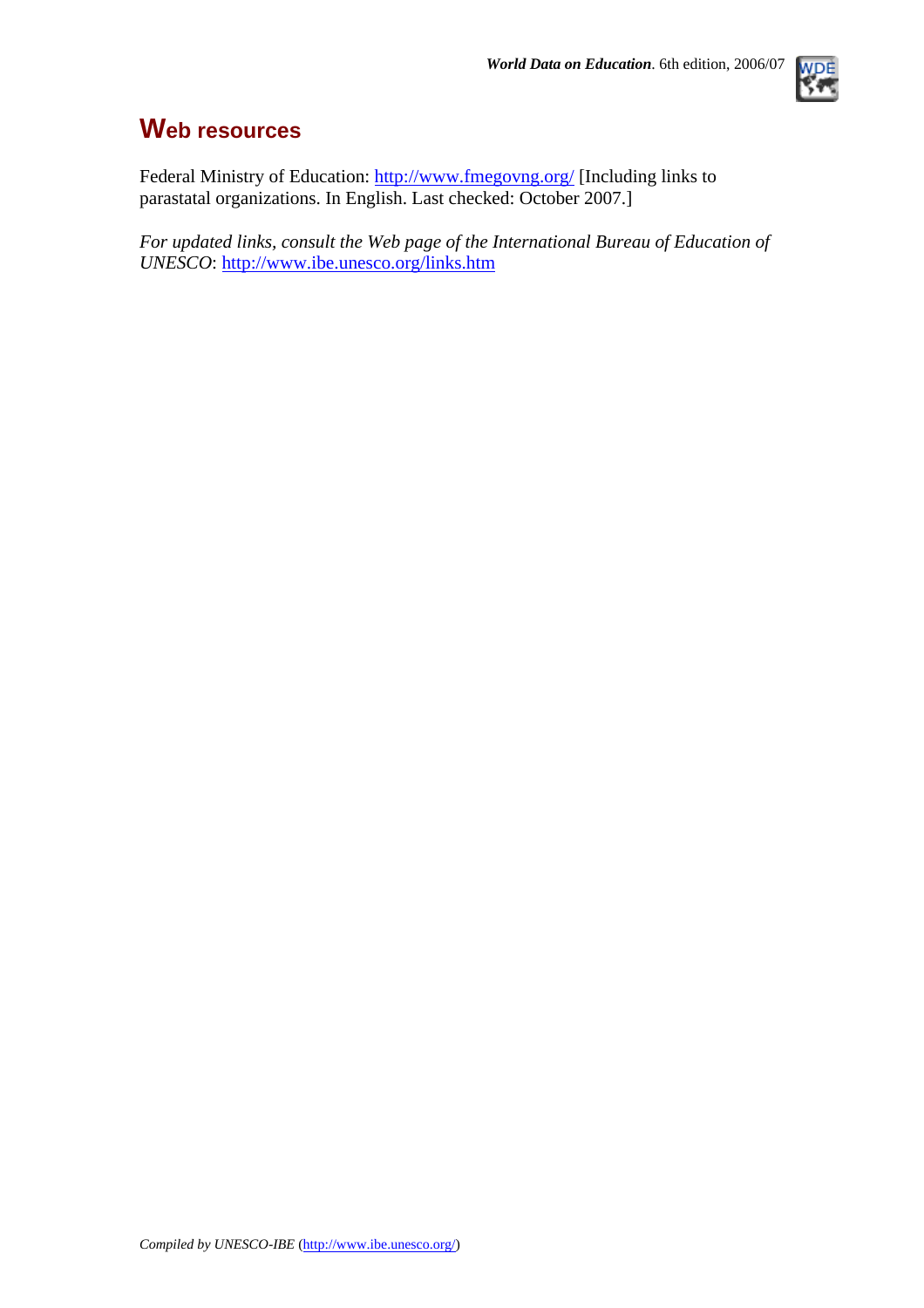## Web resources

Federal Ministry of Education: http://www.fmegovng.org/ [Including links to parastatal organizations. In English. Last checked: October 2007.]

*For updated links, consult the Web page of the International Bureau of Education of UNESCO*: http://www.ibe.unesco.org/links.htm